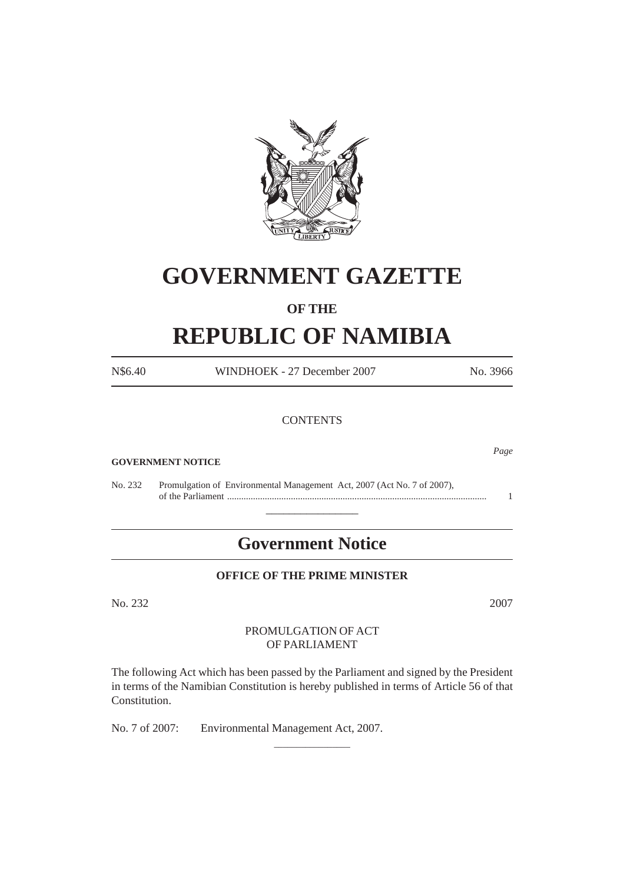# GOVERNMENT GAZETTE

**OF THE**

# REPUBLIC OF NAMIBIA

N$6.40 WINDHOEK - 27 December 2007 No. 3966

CONTENTS

*Page*

**GOVERNMENT NOTICE**

No. 232 Promulgation of Environmental Management Act, 2007 (Act No. 7 of 2007), of the Parliament ............................................................................................................. 1

---

## Government Notice

**OFFICE OF THE PRIME MINISTER**

No. 232 2007

PROMULGATION OF ACT
OF PARLIAMENT

The following Act which has been passed by the Parliament and signed by the President in terms of the Namibian Constitution is hereby published in terms of Article 56 of that Constitution.

No. 7 of 2007: Environmental Management Act, 2007.

---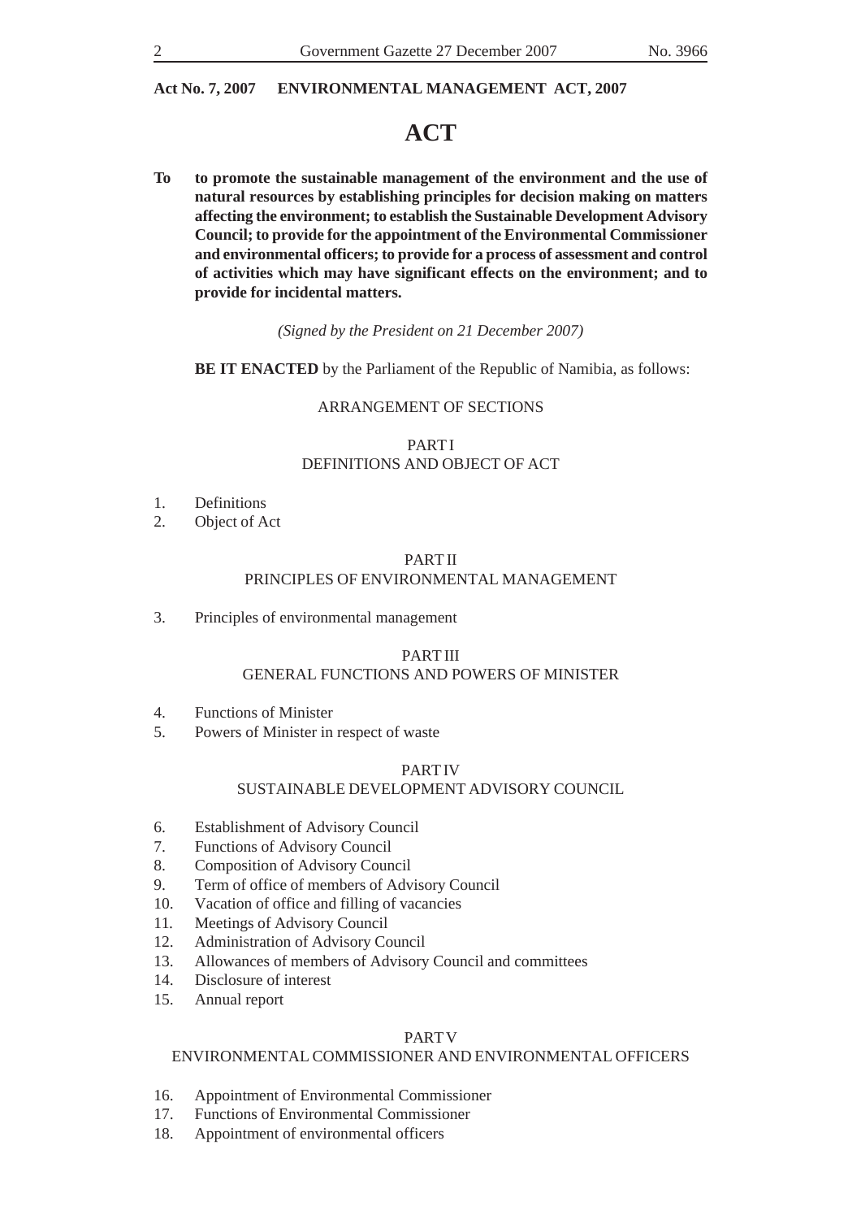**Act No. 7, 2007 ENVIRONMENTAL MANAGEMENT ACT, 2007**

# ACT

**To to promote the sustainable management of the environment and the use of natural resources by establishing principles for decision making on matters affecting the environment; to establish the Sustainable Development Advisory Council; to provide for the appointment of the Environmental Commissioner and environmental officers; to provide for a process of assessment and control of activities which may have significant effects on the environment; and to provide for incidental matters.**

*(Signed by the President on 21 December 2007)*

**BE IT ENACTED** by the Parliament of the Republic of Namibia, as follows:

ARRANGEMENT OF SECTIONS

PART I
DEFINITIONS AND OBJECT OF ACT

1. Definitions
2. Object of Act

PART II
PRINCIPLES OF ENVIRONMENTAL MANAGEMENT

3. Principles of environmental management

PART III
GENERAL FUNCTIONS AND POWERS OF MINISTER

4. Functions of Minister
5. Powers of Minister in respect of waste

PART IV
SUSTAINABLE DEVELOPMENT ADVISORY COUNCIL

6. Establishment of Advisory Council
7. Functions of Advisory Council
8. Composition of Advisory Council
9. Term of office of members of Advisory Council
10. Vacation of office and filling of vacancies
11. Meetings of Advisory Council
12. Administration of Advisory Council
13. Allowances of members of Advisory Council and committees
14. Disclosure of interest
15. Annual report

PART V
ENVIRONMENTAL COMMISSIONER AND ENVIRONMENTAL OFFICERS

16. Appointment of Environmental Commissioner
17. Functions of Environmental Commissioner
18. Appointment of environmental officers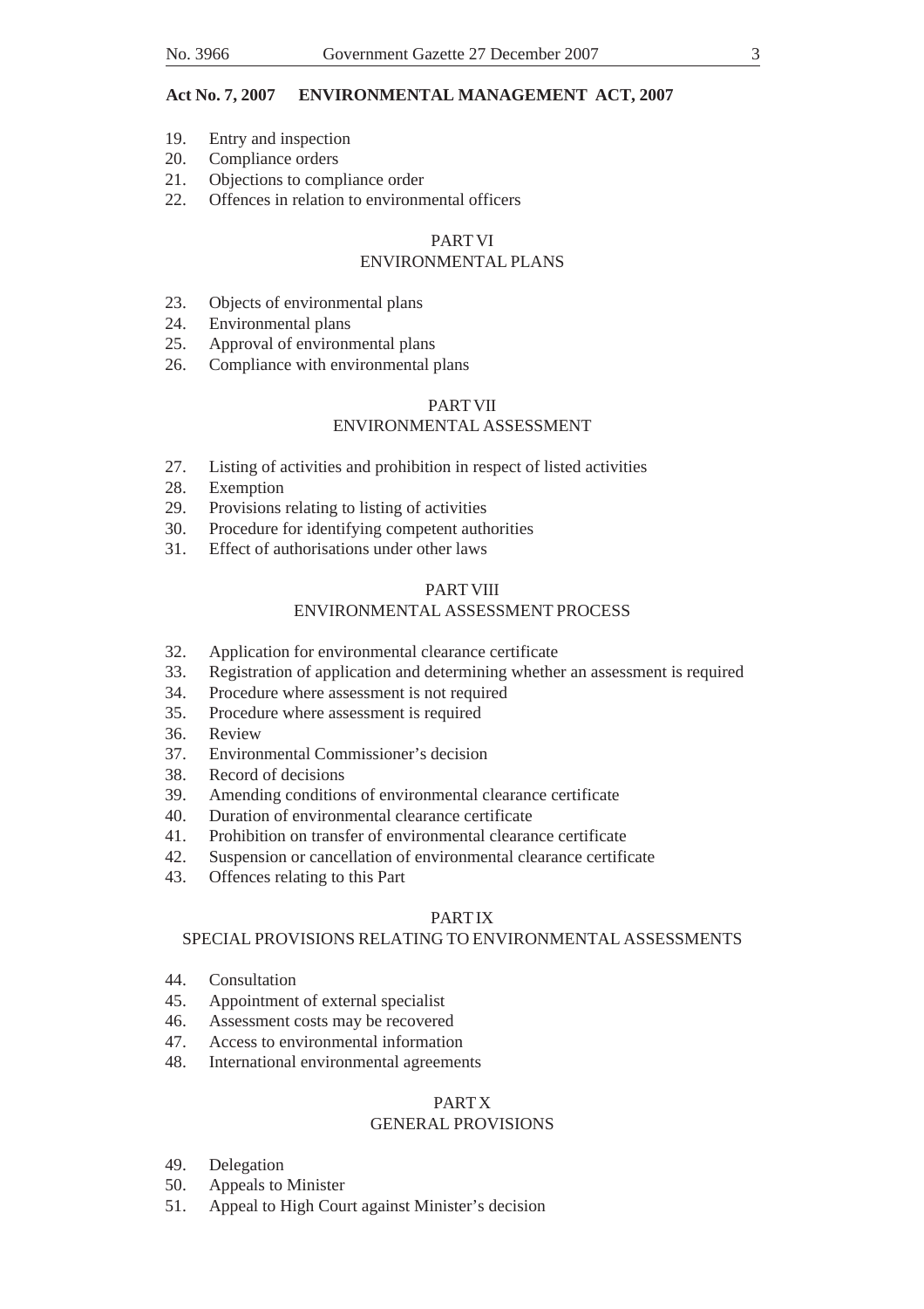**Act No. 7, 2007 ENVIRONMENTAL MANAGEMENT ACT, 2007**

19. Entry and inspection
20. Compliance orders
21. Objections to compliance order
22. Offences in relation to environmental officers

PART VI
ENVIRONMENTAL PLANS

23. Objects of environmental plans
24. Environmental plans
25. Approval of environmental plans
26. Compliance with environmental plans

PART VII
ENVIRONMENTAL ASSESSMENT

27. Listing of activities and prohibition in respect of listed activities
28. Exemption
29. Provisions relating to listing of activities
30. Procedure for identifying competent authorities
31. Effect of authorisations under other laws

PART VIII
ENVIRONMENTAL ASSESSMENT PROCESS

32. Application for environmental clearance certificate
33. Registration of application and determining whether an assessment is required
34. Procedure where assessment is not required
35. Procedure where assessment is required
36. Review
37. Environmental Commissioner's decision
38. Record of decisions
39. Amending conditions of environmental clearance certificate
40. Duration of environmental clearance certificate
41. Prohibition on transfer of environmental clearance certificate
42. Suspension or cancellation of environmental clearance certificate
43. Offences relating to this Part

PART IX
SPECIAL PROVISIONS RELATING TO ENVIRONMENTAL ASSESSMENTS

44. Consultation
45. Appointment of external specialist
46. Assessment costs may be recovered
47. Access to environmental information
48. International environmental agreements

PART X
GENERAL PROVISIONS

49. Delegation
50. Appeals to Minister
51. Appeal to High Court against Minister's decision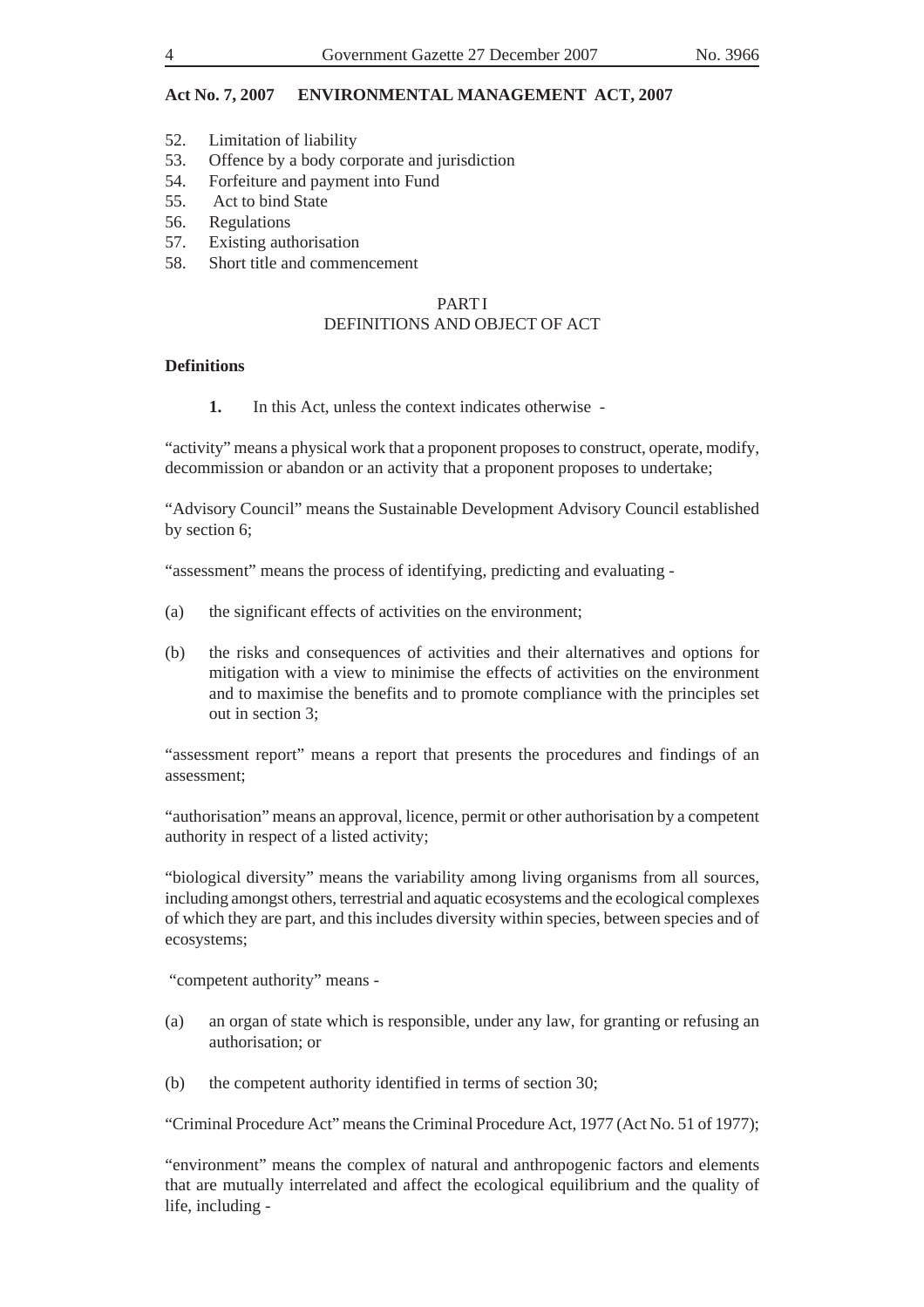**Act No. 7, 2007 ENVIRONMENTAL MANAGEMENT ACT, 2007**

52. Limitation of liability
53. Offence by a body corporate and jurisdiction
54. Forfeiture and payment into Fund
55. Act to bind State
56. Regulations
57. Existing authorisation
58. Short title and commencement

## PART I
## DEFINITIONS AND OBJECT OF ACT

### Definitions

**1.** In this Act, unless the context indicates otherwise -

"activity" means a physical work that a proponent proposes to construct, operate, modify, decommission or abandon or an activity that a proponent proposes to undertake;

"Advisory Council" means the Sustainable Development Advisory Council established by section 6;

"assessment" means the process of identifying, predicting and evaluating -

(a) the significant effects of activities on the environment;

(b) the risks and consequences of activities and their alternatives and options for mitigation with a view to minimise the effects of activities on the environment and to maximise the benefits and to promote compliance with the principles set out in section 3;

"assessment report" means a report that presents the procedures and findings of an assessment;

"authorisation" means an approval, licence, permit or other authorisation by a competent authority in respect of a listed activity;

"biological diversity" means the variability among living organisms from all sources, including amongst others, terrestrial and aquatic ecosystems and the ecological complexes of which they are part, and this includes diversity within species, between species and of ecosystems;

"competent authority" means -

(a) an organ of state which is responsible, under any law, for granting or refusing an authorisation; or

(b) the competent authority identified in terms of section 30;

"Criminal Procedure Act" means the Criminal Procedure Act, 1977 (Act No. 51 of 1977);

"environment" means the complex of natural and anthropogenic factors and elements that are mutually interrelated and affect the ecological equilibrium and the quality of life, including -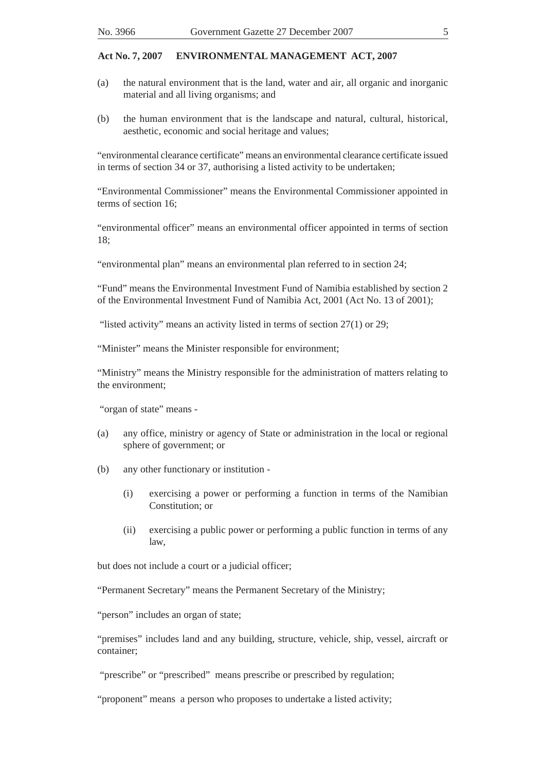(a) the natural environment that is the land, water and air, all organic and inorganic material and all living organisms; and

(b) the human environment that is the landscape and natural, cultural, historical, aesthetic, economic and social heritage and values;

"environmental clearance certificate" means an environmental clearance certificate issued in terms of section 34 or 37, authorising a listed activity to be undertaken;

"Environmental Commissioner" means the Environmental Commissioner appointed in terms of section 16;

"environmental officer" means an environmental officer appointed in terms of section 18;

"environmental plan" means an environmental plan referred to in section 24;

"Fund" means the Environmental Investment Fund of Namibia established by section 2 of the Environmental Investment Fund of Namibia Act, 2001 (Act No. 13 of 2001);

"listed activity" means an activity listed in terms of section 27(1) or 29;

"Minister" means the Minister responsible for environment;

"Ministry" means the Ministry responsible for the administration of matters relating to the environment;

"organ of state" means -

(a) any office, ministry or agency of State or administration in the local or regional sphere of government; or

(b) any other functionary or institution -

   (i) exercising a power or performing a function in terms of the Namibian Constitution; or

   (ii) exercising a public power or performing a public function in terms of any law,

but does not include a court or a judicial officer;

"Permanent Secretary" means the Permanent Secretary of the Ministry;

"person" includes an organ of state;

"premises" includes land and any building, structure, vehicle, ship, vessel, aircraft or container;

"prescribe" or "prescribed" means prescribe or prescribed by regulation;

"proponent" means a person who proposes to undertake a listed activity;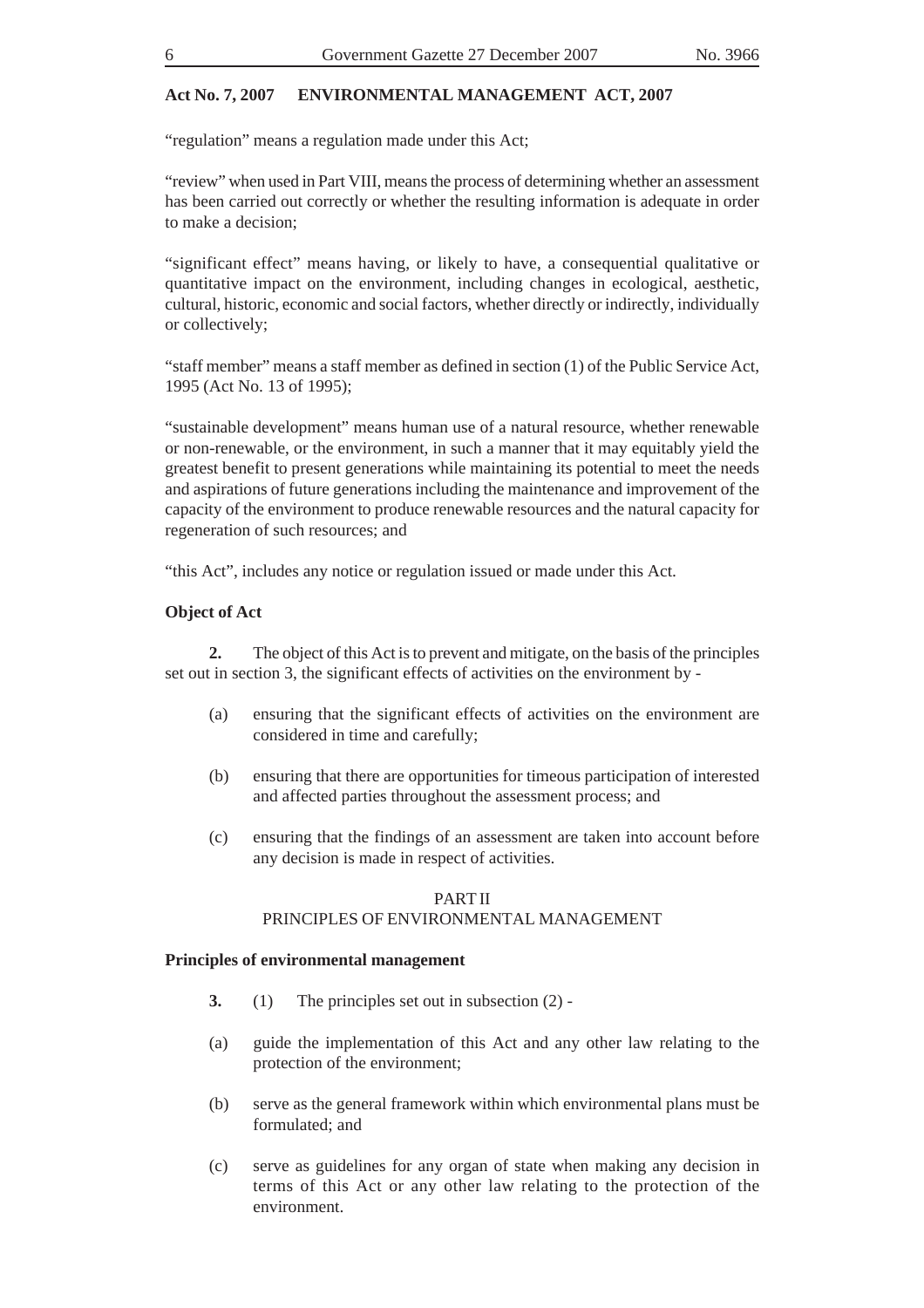"regulation" means a regulation made under this Act;

"review" when used in Part VIII, means the process of determining whether an assessment has been carried out correctly or whether the resulting information is adequate in order to make a decision;

"significant effect" means having, or likely to have, a consequential qualitative or quantitative impact on the environment, including changes in ecological, aesthetic, cultural, historic, economic and social factors, whether directly or indirectly, individually or collectively;

"staff member" means a staff member as defined in section (1) of the Public Service Act, 1995 (Act No. 13 of 1995);

"sustainable development" means human use of a natural resource, whether renewable or non-renewable, or the environment, in such a manner that it may equitably yield the greatest benefit to present generations while maintaining its potential to meet the needs and aspirations of future generations including the maintenance and improvement of the capacity of the environment to produce renewable resources and the natural capacity for regeneration of such resources; and

"this Act", includes any notice or regulation issued or made under this Act.

**Object of Act**

**2.** The object of this Act is to prevent and mitigate, on the basis of the principles set out in section 3, the significant effects of activities on the environment by -

(a) ensuring that the significant effects of activities on the environment are considered in time and carefully;

(b) ensuring that there are opportunities for timeous participation of interested and affected parties throughout the assessment process; and

(c) ensuring that the findings of an assessment are taken into account before any decision is made in respect of activities.

## PART II
## PRINCIPLES OF ENVIRONMENTAL MANAGEMENT

**Principles of environmental management**

**3.** (1) The principles set out in subsection (2) -

(a) guide the implementation of this Act and any other law relating to the protection of the environment;

(b) serve as the general framework within which environmental plans must be formulated; and

(c) serve as guidelines for any organ of state when making any decision in terms of this Act or any other law relating to the protection of the environment.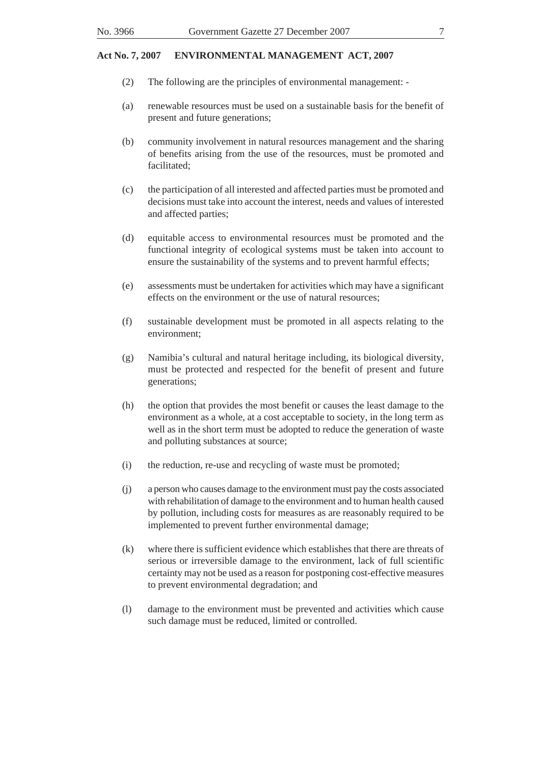(2) The following are the principles of environmental management: -

(a) renewable resources must be used on a sustainable basis for the benefit of present and future generations;

(b) community involvement in natural resources management and the sharing of benefits arising from the use of the resources, must be promoted and facilitated;

(c) the participation of all interested and affected parties must be promoted and decisions must take into account the interest, needs and values of interested and affected parties;

(d) equitable access to environmental resources must be promoted and the functional integrity of ecological systems must be taken into account to ensure the sustainability of the systems and to prevent harmful effects;

(e) assessments must be undertaken for activities which may have a significant effects on the environment or the use of natural resources;

(f) sustainable development must be promoted in all aspects relating to the environment;

(g) Namibia's cultural and natural heritage including, its biological diversity, must be protected and respected for the benefit of present and future generations;

(h) the option that provides the most benefit or causes the least damage to the environment as a whole, at a cost acceptable to society, in the long term as well as in the short term must be adopted to reduce the generation of waste and polluting substances at source;

(i) the reduction, re-use and recycling of waste must be promoted;

(j) a person who causes damage to the environment must pay the costs associated with rehabilitation of damage to the environment and to human health caused by pollution, including costs for measures as are reasonably required to be implemented to prevent further environmental damage;

(k) where there is sufficient evidence which establishes that there are threats of serious or irreversible damage to the environment, lack of full scientific certainty may not be used as a reason for postponing cost-effective measures to prevent environmental degradation; and

(l) damage to the environment must be prevented and activities which cause such damage must be reduced, limited or controlled.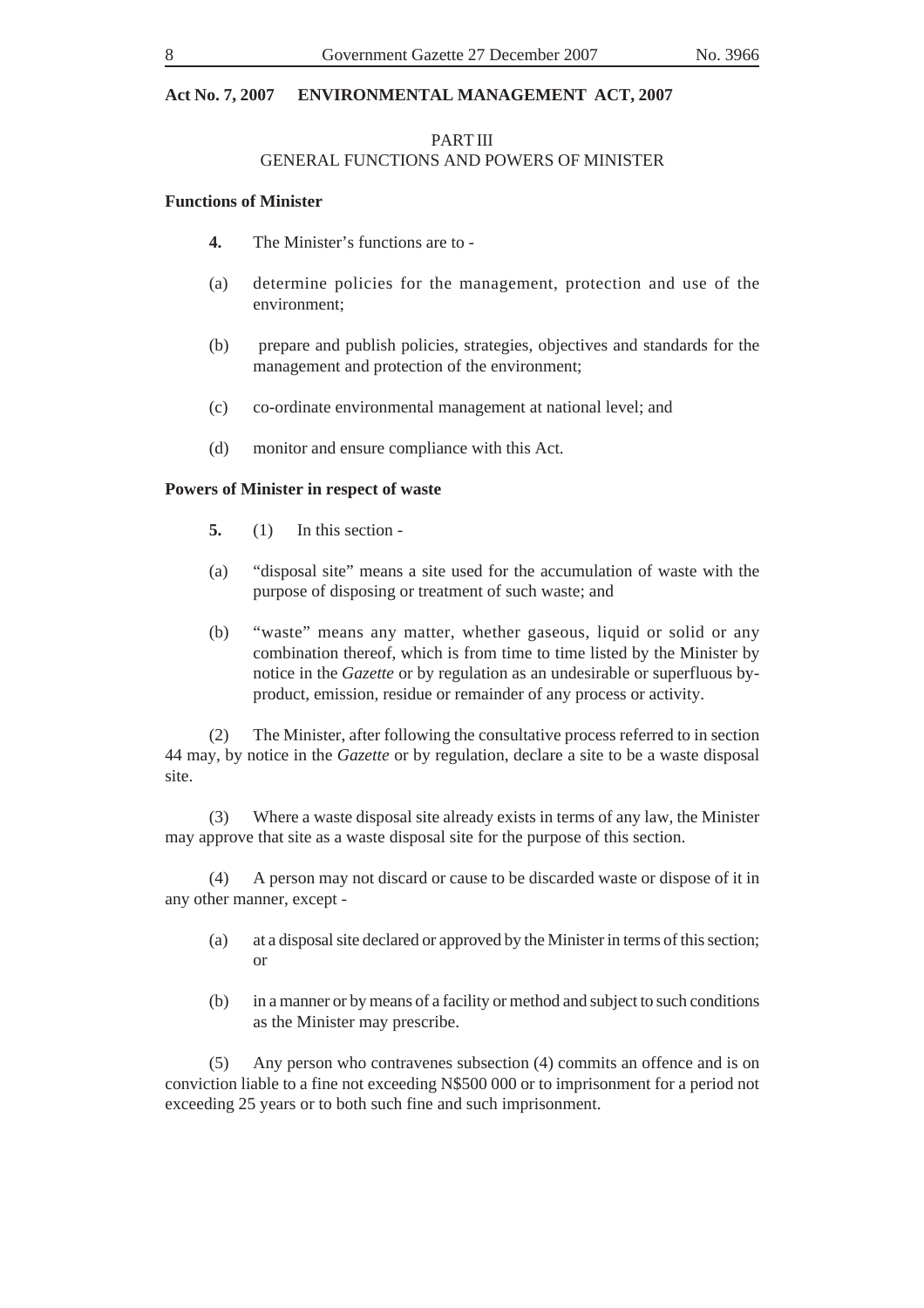## PART III
## GENERAL FUNCTIONS AND POWERS OF MINISTER

**Functions of Minister**

**4.** The Minister's functions are to -

(a) determine policies for the management, protection and use of the environment;

(b) prepare and publish policies, strategies, objectives and standards for the management and protection of the environment;

(c) co-ordinate environmental management at national level; and

(d) monitor and ensure compliance with this Act.

**Powers of Minister in respect of waste**

**5.** (1) In this section -

(a) "disposal site" means a site used for the accumulation of waste with the purpose of disposing or treatment of such waste; and

(b) "waste" means any matter, whether gaseous, liquid or solid or any combination thereof, which is from time to time listed by the Minister by notice in the *Gazette* or by regulation as an undesirable or superfluous by-product, emission, residue or remainder of any process or activity.

(2) The Minister, after following the consultative process referred to in section 44 may, by notice in the *Gazette* or by regulation, declare a site to be a waste disposal site.

(3) Where a waste disposal site already exists in terms of any law, the Minister may approve that site as a waste disposal site for the purpose of this section.

(4) A person may not discard or cause to be discarded waste or dispose of it in any other manner, except -

(a) at a disposal site declared or approved by the Minister in terms of this section; or

(b) in a manner or by means of a facility or method and subject to such conditions as the Minister may prescribe.

(5) Any person who contravenes subsection (4) commits an offence and is on conviction liable to a fine not exceeding N$500 000 or to imprisonment for a period not exceeding 25 years or to both such fine and such imprisonment.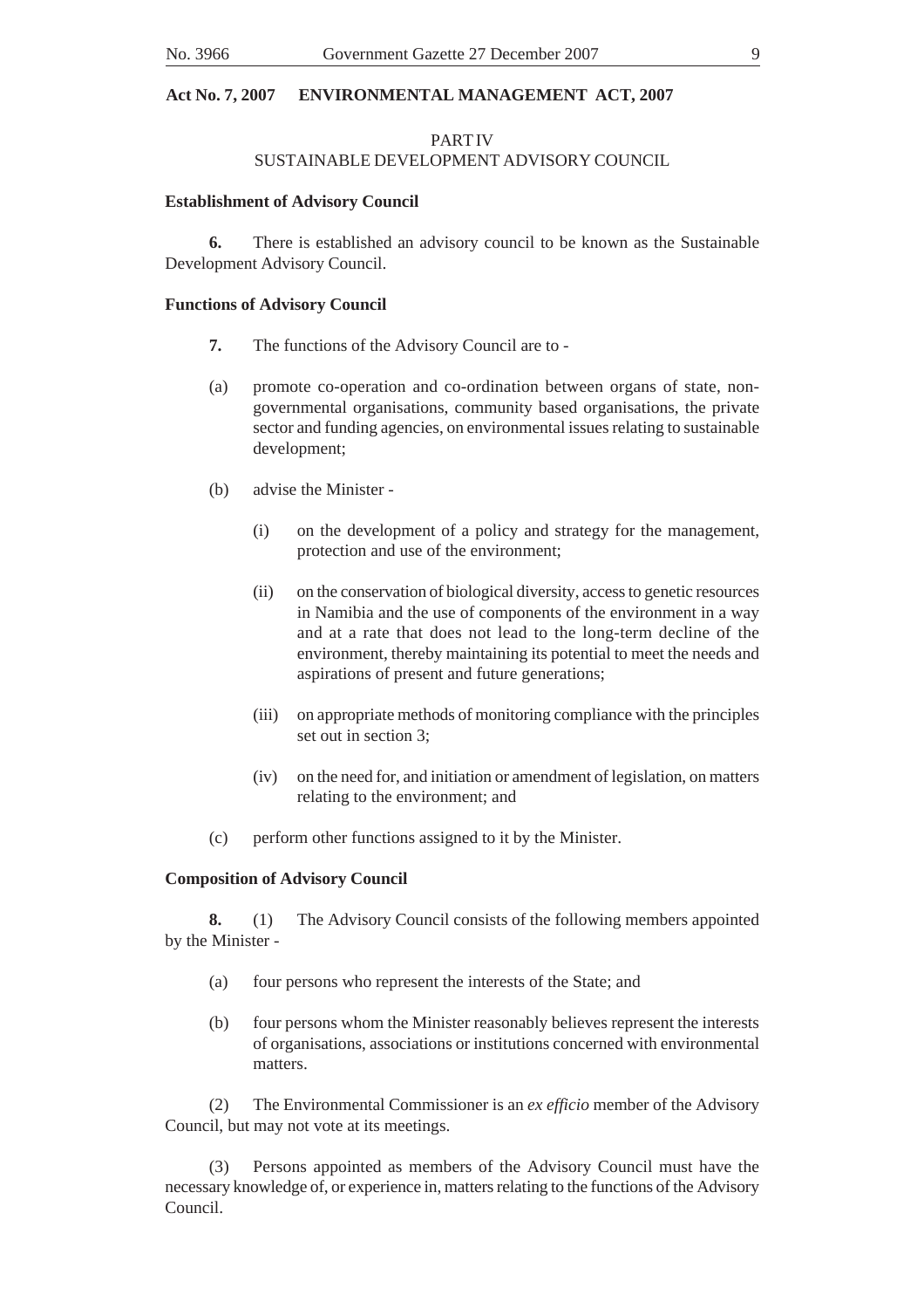## PART IV
## SUSTAINABLE DEVELOPMENT ADVISORY COUNCIL

**Establishment of Advisory Council**

**6.** There is established an advisory council to be known as the Sustainable Development Advisory Council.

**Functions of Advisory Council**

**7.** The functions of the Advisory Council are to -

(a) promote co-operation and co-ordination between organs of state, non-governmental organisations, community based organisations, the private sector and funding agencies, on environmental issues relating to sustainable development;

(b) advise the Minister -

  (i) on the development of a policy and strategy for the management, protection and use of the environment;

  (ii) on the conservation of biological diversity, access to genetic resources in Namibia and the use of components of the environment in a way and at a rate that does not lead to the long-term decline of the environment, thereby maintaining its potential to meet the needs and aspirations of present and future generations;

  (iii) on appropriate methods of monitoring compliance with the principles set out in section 3;

  (iv) on the need for, and initiation or amendment of legislation, on matters relating to the environment; and

(c) perform other functions assigned to it by the Minister.

**Composition of Advisory Council**

**8.** (1) The Advisory Council consists of the following members appointed by the Minister -

(a) four persons who represent the interests of the State; and

(b) four persons whom the Minister reasonably believes represent the interests of organisations, associations or institutions concerned with environmental matters.

(2) The Environmental Commissioner is an *ex efficio* member of the Advisory Council, but may not vote at its meetings.

(3) Persons appointed as members of the Advisory Council must have the necessary knowledge of, or experience in, matters relating to the functions of the Advisory Council.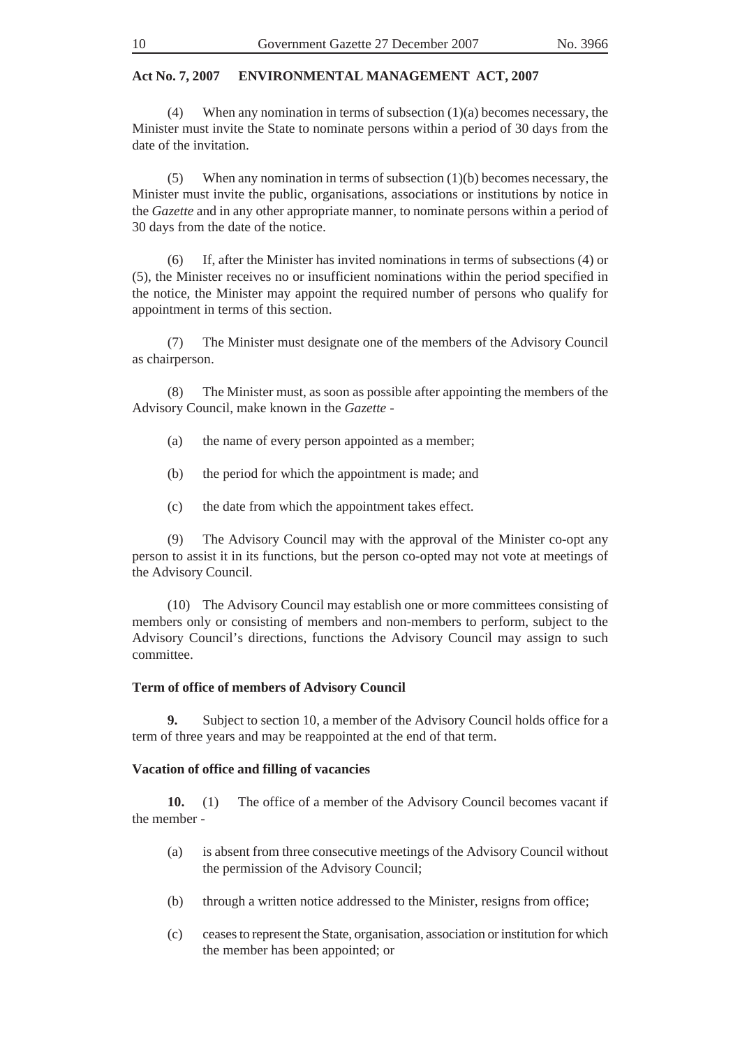(4) When any nomination in terms of subsection (1)(a) becomes necessary, the Minister must invite the State to nominate persons within a period of 30 days from the date of the invitation.

(5) When any nomination in terms of subsection (1)(b) becomes necessary, the Minister must invite the public, organisations, associations or institutions by notice in the *Gazette* and in any other appropriate manner, to nominate persons within a period of 30 days from the date of the notice.

(6) If, after the Minister has invited nominations in terms of subsections (4) or (5), the Minister receives no or insufficient nominations within the period specified in the notice, the Minister may appoint the required number of persons who qualify for appointment in terms of this section.

(7) The Minister must designate one of the members of the Advisory Council as chairperson.

(8) The Minister must, as soon as possible after appointing the members of the Advisory Council, make known in the *Gazette* -

(a) the name of every person appointed as a member;

(b) the period for which the appointment is made; and

(c) the date from which the appointment takes effect.

(9) The Advisory Council may with the approval of the Minister co-opt any person to assist it in its functions, but the person co-opted may not vote at meetings of the Advisory Council.

(10) The Advisory Council may establish one or more committees consisting of members only or consisting of members and non-members to perform, subject to the Advisory Council's directions, functions the Advisory Council may assign to such committee.

**Term of office of members of Advisory Council**

**9.** Subject to section 10, a member of the Advisory Council holds office for a term of three years and may be reappointed at the end of that term.

**Vacation of office and filling of vacancies**

**10.** (1) The office of a member of the Advisory Council becomes vacant if the member -

(a) is absent from three consecutive meetings of the Advisory Council without the permission of the Advisory Council;

(b) through a written notice addressed to the Minister, resigns from office;

(c) ceases to represent the State, organisation, association or institution for which the member has been appointed; or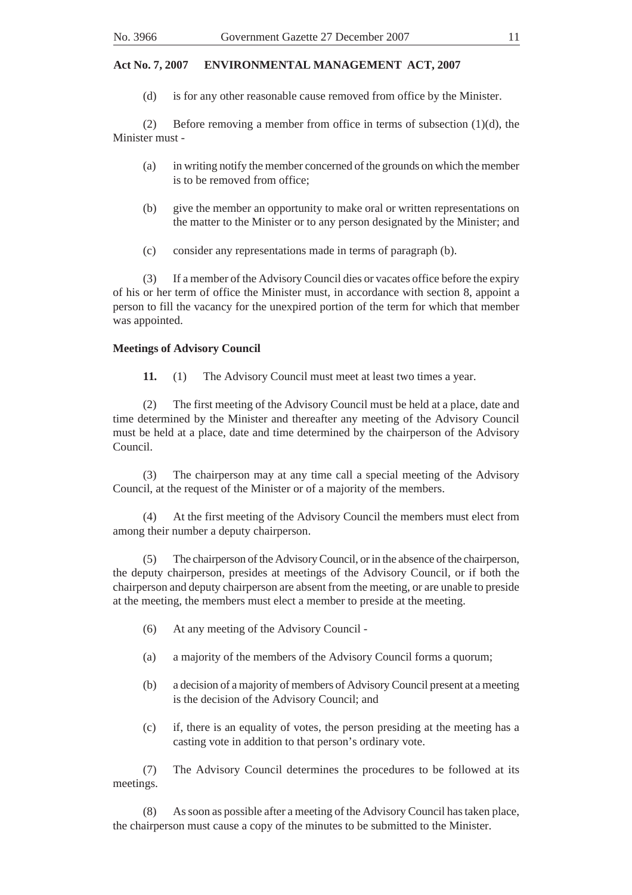(d) is for any other reasonable cause removed from office by the Minister.

(2) Before removing a member from office in terms of subsection (1)(d), the Minister must -

(a) in writing notify the member concerned of the grounds on which the member is to be removed from office;

(b) give the member an opportunity to make oral or written representations on the matter to the Minister or to any person designated by the Minister; and

(c) consider any representations made in terms of paragraph (b).

(3) If a member of the Advisory Council dies or vacates office before the expiry of his or her term of office the Minister must, in accordance with section 8, appoint a person to fill the vacancy for the unexpired portion of the term for which that member was appointed.

**Meetings of Advisory Council**

**11.** (1) The Advisory Council must meet at least two times a year.

(2) The first meeting of the Advisory Council must be held at a place, date and time determined by the Minister and thereafter any meeting of the Advisory Council must be held at a place, date and time determined by the chairperson of the Advisory Council.

(3) The chairperson may at any time call a special meeting of the Advisory Council, at the request of the Minister or of a majority of the members.

(4) At the first meeting of the Advisory Council the members must elect from among their number a deputy chairperson.

(5) The chairperson of the Advisory Council, or in the absence of the chairperson, the deputy chairperson, presides at meetings of the Advisory Council, or if both the chairperson and deputy chairperson are absent from the meeting, or are unable to preside at the meeting, the members must elect a member to preside at the meeting.

(6) At any meeting of the Advisory Council -

(a) a majority of the members of the Advisory Council forms a quorum;

(b) a decision of a majority of members of Advisory Council present at a meeting is the decision of the Advisory Council; and

(c) if, there is an equality of votes, the person presiding at the meeting has a casting vote in addition to that person's ordinary vote.

(7) The Advisory Council determines the procedures to be followed at its meetings.

(8) As soon as possible after a meeting of the Advisory Council has taken place, the chairperson must cause a copy of the minutes to be submitted to the Minister.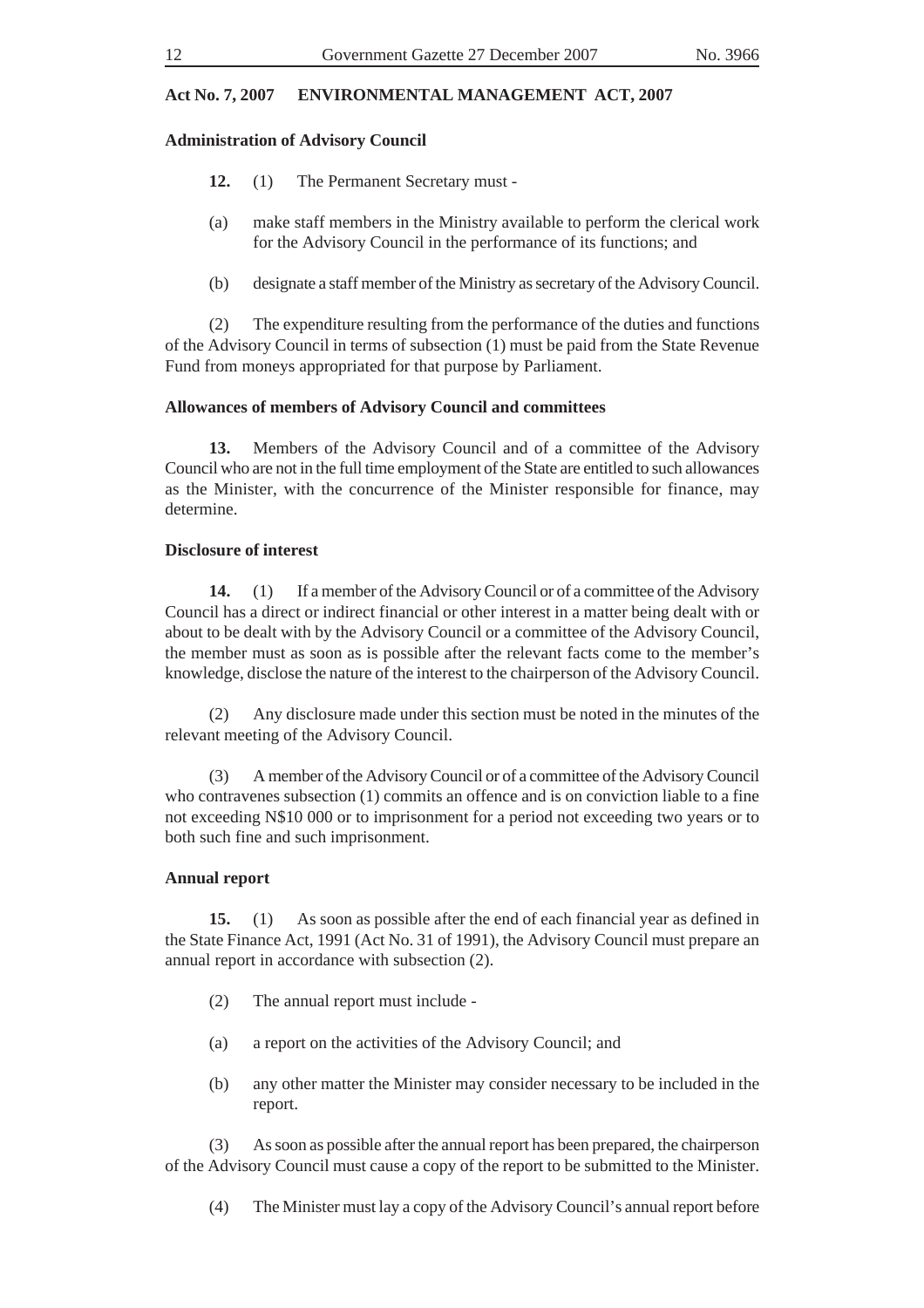**Act No. 7, 2007 ENVIRONMENTAL MANAGEMENT ACT, 2007**

**Administration of Advisory Council**

**12.** (1) The Permanent Secretary must -

(a) make staff members in the Ministry available to perform the clerical work for the Advisory Council in the performance of its functions; and

(b) designate a staff member of the Ministry as secretary of the Advisory Council.

(2) The expenditure resulting from the performance of the duties and functions of the Advisory Council in terms of subsection (1) must be paid from the State Revenue Fund from moneys appropriated for that purpose by Parliament.

**Allowances of members of Advisory Council and committees**

**13.** Members of the Advisory Council and of a committee of the Advisory Council who are not in the full time employment of the State are entitled to such allowances as the Minister, with the concurrence of the Minister responsible for finance, may determine.

**Disclosure of interest**

**14.** (1) If a member of the Advisory Council or of a committee of the Advisory Council has a direct or indirect financial or other interest in a matter being dealt with or about to be dealt with by the Advisory Council or a committee of the Advisory Council, the member must as soon as is possible after the relevant facts come to the member's knowledge, disclose the nature of the interest to the chairperson of the Advisory Council.

(2) Any disclosure made under this section must be noted in the minutes of the relevant meeting of the Advisory Council.

(3) A member of the Advisory Council or of a committee of the Advisory Council who contravenes subsection (1) commits an offence and is on conviction liable to a fine not exceeding N$10 000 or to imprisonment for a period not exceeding two years or to both such fine and such imprisonment.

**Annual report**

**15.** (1) As soon as possible after the end of each financial year as defined in the State Finance Act, 1991 (Act No. 31 of 1991), the Advisory Council must prepare an annual report in accordance with subsection (2).

(2) The annual report must include -

(a) a report on the activities of the Advisory Council; and

(b) any other matter the Minister may consider necessary to be included in the report.

(3) As soon as possible after the annual report has been prepared, the chairperson of the Advisory Council must cause a copy of the report to be submitted to the Minister.

(4) The Minister must lay a copy of the Advisory Council's annual report before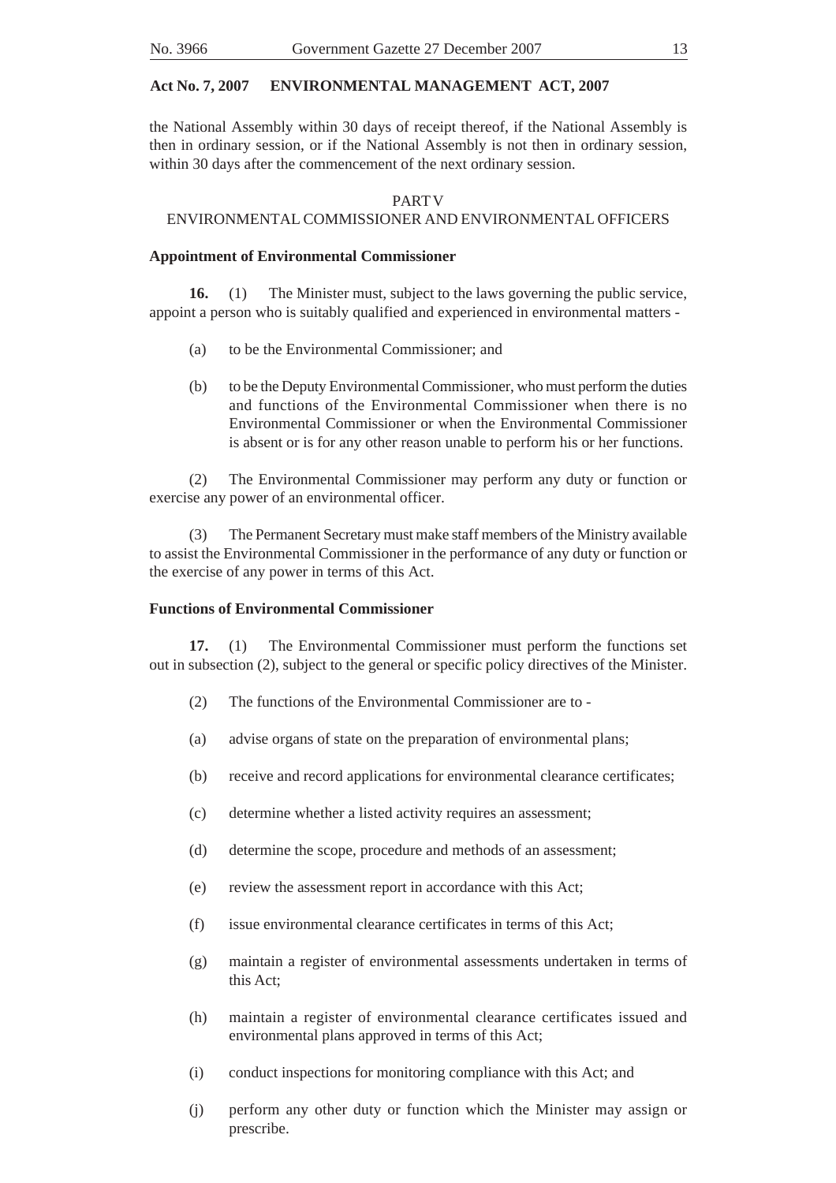the National Assembly within 30 days of receipt thereof, if the National Assembly is then in ordinary session, or if the National Assembly is not then in ordinary session, within 30 days after the commencement of the next ordinary session.

## PART V
## ENVIRONMENTAL COMMISSIONER AND ENVIRONMENTAL OFFICERS

**Appointment of Environmental Commissioner**

**16.** (1) The Minister must, subject to the laws governing the public service, appoint a person who is suitably qualified and experienced in environmental matters -

(a) to be the Environmental Commissioner; and

(b) to be the Deputy Environmental Commissioner, who must perform the duties and functions of the Environmental Commissioner when there is no Environmental Commissioner or when the Environmental Commissioner is absent or is for any other reason unable to perform his or her functions.

(2) The Environmental Commissioner may perform any duty or function or exercise any power of an environmental officer.

(3) The Permanent Secretary must make staff members of the Ministry available to assist the Environmental Commissioner in the performance of any duty or function or the exercise of any power in terms of this Act.

**Functions of Environmental Commissioner**

**17.** (1) The Environmental Commissioner must perform the functions set out in subsection (2), subject to the general or specific policy directives of the Minister.

(2) The functions of the Environmental Commissioner are to -

(a) advise organs of state on the preparation of environmental plans;

(b) receive and record applications for environmental clearance certificates;

(c) determine whether a listed activity requires an assessment;

(d) determine the scope, procedure and methods of an assessment;

(e) review the assessment report in accordance with this Act;

(f) issue environmental clearance certificates in terms of this Act;

(g) maintain a register of environmental assessments undertaken in terms of this Act;

(h) maintain a register of environmental clearance certificates issued and environmental plans approved in terms of this Act;

(i) conduct inspections for monitoring compliance with this Act; and

(j) perform any other duty or function which the Minister may assign or prescribe.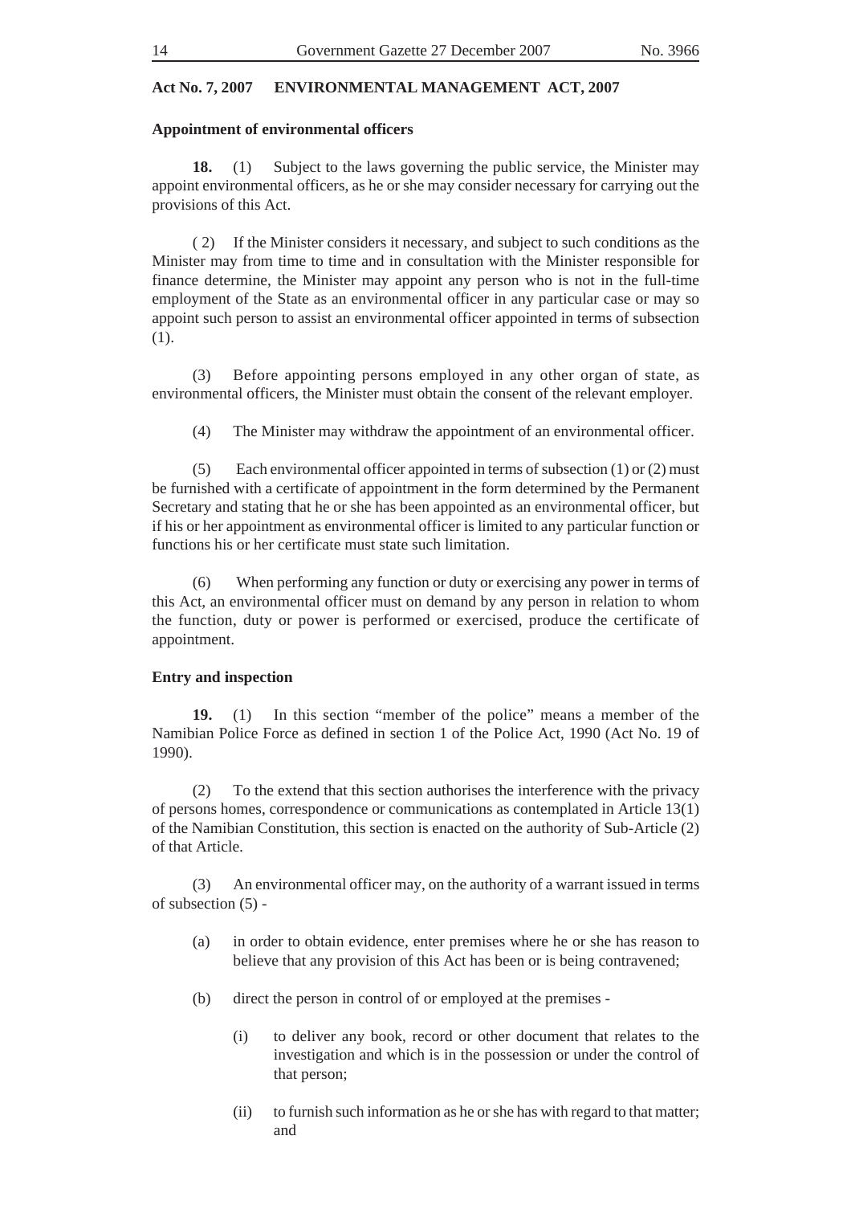**Act No. 7, 2007 ENVIRONMENTAL MANAGEMENT ACT, 2007**

**Appointment of environmental officers**

**18.** (1) Subject to the laws governing the public service, the Minister may appoint environmental officers, as he or she may consider necessary for carrying out the provisions of this Act.

( 2) If the Minister considers it necessary, and subject to such conditions as the Minister may from time to time and in consultation with the Minister responsible for finance determine, the Minister may appoint any person who is not in the full-time employment of the State as an environmental officer in any particular case or may so appoint such person to assist an environmental officer appointed in terms of subsection (1).

(3) Before appointing persons employed in any other organ of state, as environmental officers, the Minister must obtain the consent of the relevant employer.

(4) The Minister may withdraw the appointment of an environmental officer.

(5) Each environmental officer appointed in terms of subsection (1) or (2) must be furnished with a certificate of appointment in the form determined by the Permanent Secretary and stating that he or she has been appointed as an environmental officer, but if his or her appointment as environmental officer is limited to any particular function or functions his or her certificate must state such limitation.

(6) When performing any function or duty or exercising any power in terms of this Act, an environmental officer must on demand by any person in relation to whom the function, duty or power is performed or exercised, produce the certificate of appointment.

**Entry and inspection**

**19.** (1) In this section "member of the police" means a member of the Namibian Police Force as defined in section 1 of the Police Act, 1990 (Act No. 19 of 1990).

(2) To the extend that this section authorises the interference with the privacy of persons homes, correspondence or communications as contemplated in Article 13(1) of the Namibian Constitution, this section is enacted on the authority of Sub-Article (2) of that Article.

(3) An environmental officer may, on the authority of a warrant issued in terms of subsection (5) -

(a) in order to obtain evidence, enter premises where he or she has reason to believe that any provision of this Act has been or is being contravened;

(b) direct the person in control of or employed at the premises -

(i) to deliver any book, record or other document that relates to the investigation and which is in the possession or under the control of that person;

(ii) to furnish such information as he or she has with regard to that matter; and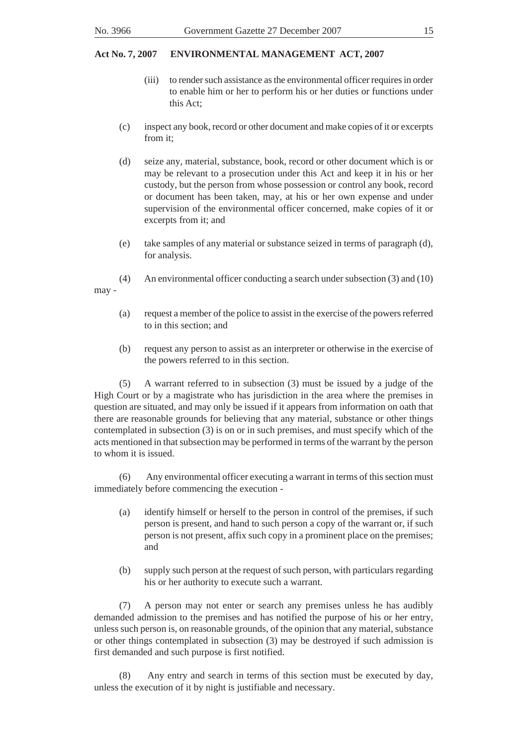(iii) to render such assistance as the environmental officer requires in order to enable him or her to perform his or her duties or functions under this Act;

(c) inspect any book, record or other document and make copies of it or excerpts from it;

(d) seize any, material, substance, book, record or other document which is or may be relevant to a prosecution under this Act and keep it in his or her custody, but the person from whose possession or control any book, record or document has been taken, may, at his or her own expense and under supervision of the environmental officer concerned, make copies of it or excerpts from it; and

(e) take samples of any material or substance seized in terms of paragraph (d), for analysis.

(4) An environmental officer conducting a search under subsection (3) and (10) may -

(a) request a member of the police to assist in the exercise of the powers referred to in this section; and

(b) request any person to assist as an interpreter or otherwise in the exercise of the powers referred to in this section.

(5) A warrant referred to in subsection (3) must be issued by a judge of the High Court or by a magistrate who has jurisdiction in the area where the premises in question are situated, and may only be issued if it appears from information on oath that there are reasonable grounds for believing that any material, substance or other things contemplated in subsection (3) is on or in such premises, and must specify which of the acts mentioned in that subsection may be performed in terms of the warrant by the person to whom it is issued.

(6) Any environmental officer executing a warrant in terms of this section must immediately before commencing the execution -

(a) identify himself or herself to the person in control of the premises, if such person is present, and hand to such person a copy of the warrant or, if such person is not present, affix such copy in a prominent place on the premises; and

(b) supply such person at the request of such person, with particulars regarding his or her authority to execute such a warrant.

(7) A person may not enter or search any premises unless he has audibly demanded admission to the premises and has notified the purpose of his or her entry, unless such person is, on reasonable grounds, of the opinion that any material, substance or other things contemplated in subsection (3) may be destroyed if such admission is first demanded and such purpose is first notified.

(8) Any entry and search in terms of this section must be executed by day, unless the execution of it by night is justifiable and necessary.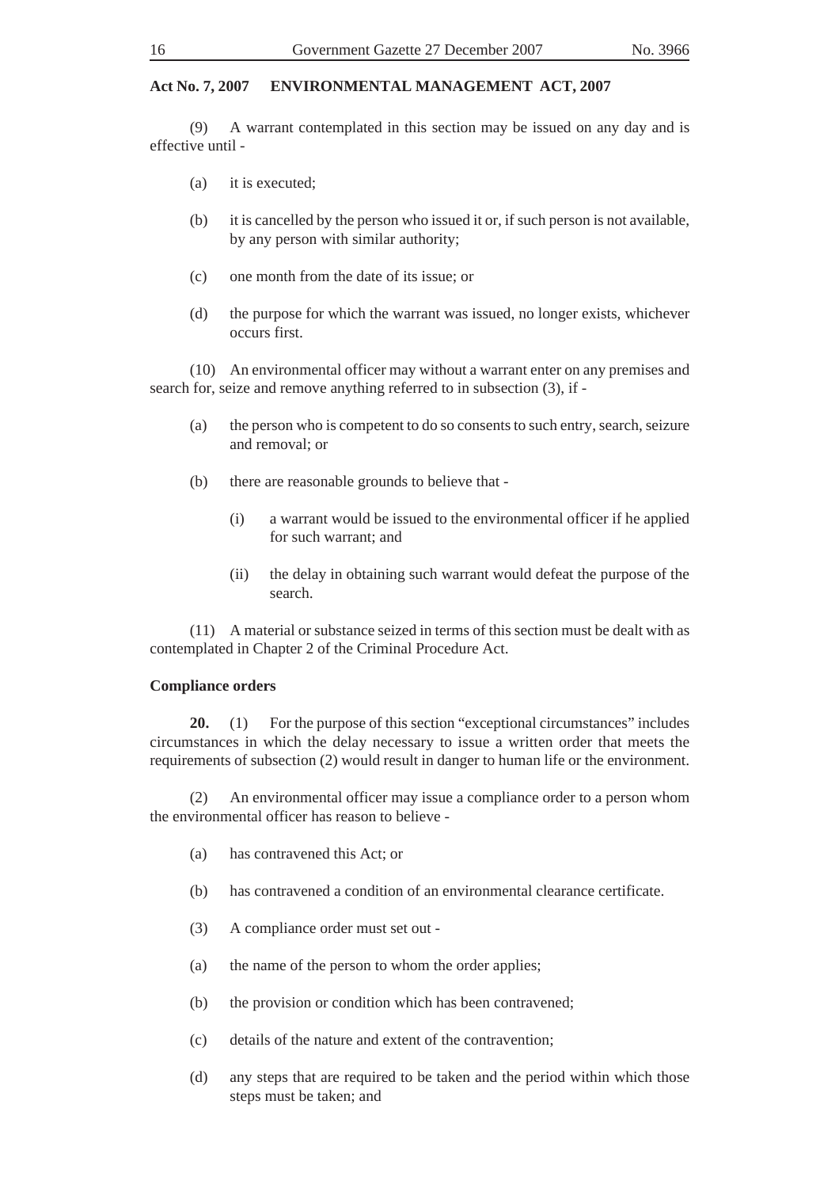(9) A warrant contemplated in this section may be issued on any day and is effective until -

(a) it is executed;

(b) it is cancelled by the person who issued it or, if such person is not available, by any person with similar authority;

(c) one month from the date of its issue; or

(d) the purpose for which the warrant was issued, no longer exists, whichever occurs first.

(10) An environmental officer may without a warrant enter on any premises and search for, seize and remove anything referred to in subsection (3), if -

(a) the person who is competent to do so consents to such entry, search, seizure and removal; or

(b) there are reasonable grounds to believe that -

(i) a warrant would be issued to the environmental officer if he applied for such warrant; and

(ii) the delay in obtaining such warrant would defeat the purpose of the search.

(11) A material or substance seized in terms of this section must be dealt with as contemplated in Chapter 2 of the Criminal Procedure Act.

**Compliance orders**

**20.** (1) For the purpose of this section "exceptional circumstances" includes circumstances in which the delay necessary to issue a written order that meets the requirements of subsection (2) would result in danger to human life or the environment.

(2) An environmental officer may issue a compliance order to a person whom the environmental officer has reason to believe -

(a) has contravened this Act; or

(b) has contravened a condition of an environmental clearance certificate.

(3) A compliance order must set out -

(a) the name of the person to whom the order applies;

(b) the provision or condition which has been contravened;

(c) details of the nature and extent of the contravention;

(d) any steps that are required to be taken and the period within which those steps must be taken; and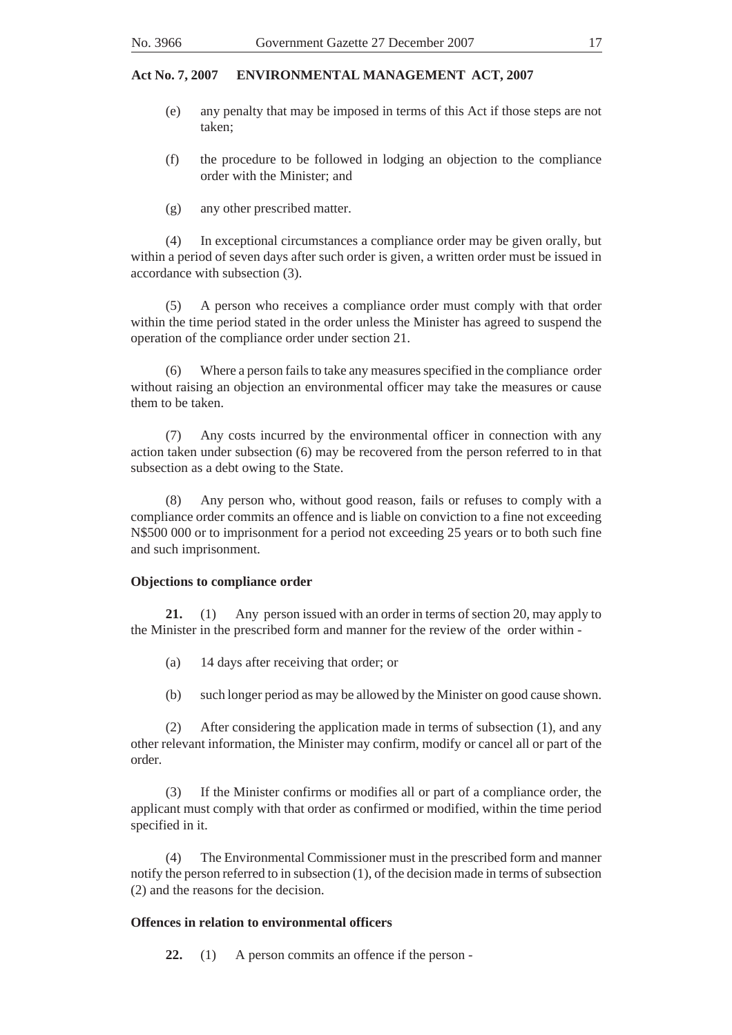(e) any penalty that may be imposed in terms of this Act if those steps are not taken;

(f) the procedure to be followed in lodging an objection to the compliance order with the Minister; and

(g) any other prescribed matter.

(4) In exceptional circumstances a compliance order may be given orally, but within a period of seven days after such order is given, a written order must be issued in accordance with subsection (3).

(5) A person who receives a compliance order must comply with that order within the time period stated in the order unless the Minister has agreed to suspend the operation of the compliance order under section 21.

(6) Where a person fails to take any measures specified in the compliance order without raising an objection an environmental officer may take the measures or cause them to be taken.

(7) Any costs incurred by the environmental officer in connection with any action taken under subsection (6) may be recovered from the person referred to in that subsection as a debt owing to the State.

(8) Any person who, without good reason, fails or refuses to comply with a compliance order commits an offence and is liable on conviction to a fine not exceeding N$500 000 or to imprisonment for a period not exceeding 25 years or to both such fine and such imprisonment.

**Objections to compliance order**

**21.** (1) Any person issued with an order in terms of section 20, may apply to the Minister in the prescribed form and manner for the review of the order within -

(a) 14 days after receiving that order; or

(b) such longer period as may be allowed by the Minister on good cause shown.

(2) After considering the application made in terms of subsection (1), and any other relevant information, the Minister may confirm, modify or cancel all or part of the order.

(3) If the Minister confirms or modifies all or part of a compliance order, the applicant must comply with that order as confirmed or modified, within the time period specified in it.

(4) The Environmental Commissioner must in the prescribed form and manner notify the person referred to in subsection (1), of the decision made in terms of subsection (2) and the reasons for the decision.

**Offences in relation to environmental officers**

**22.** (1) A person commits an offence if the person -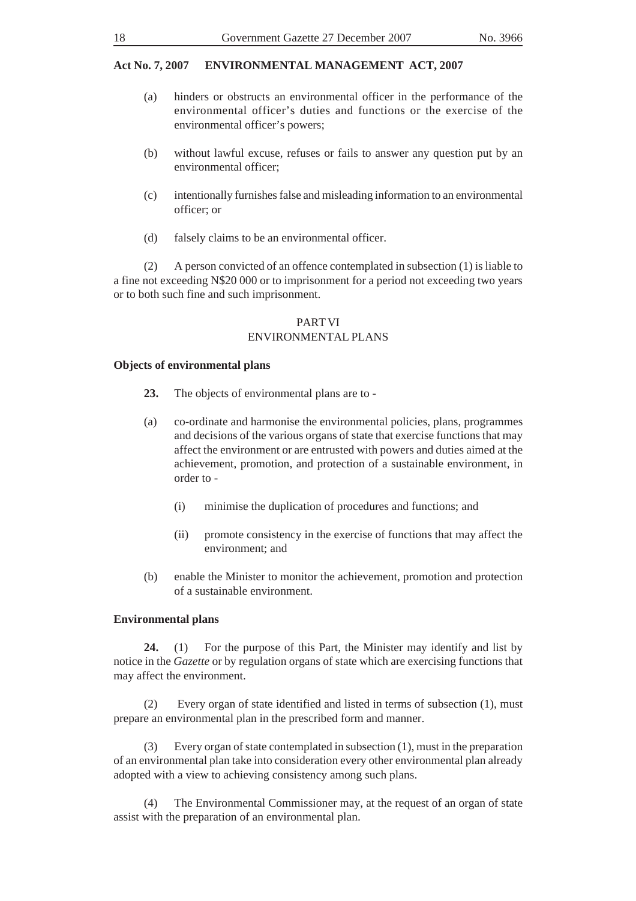(a) hinders or obstructs an environmental officer in the performance of the environmental officer's duties and functions or the exercise of the environmental officer's powers;

(b) without lawful excuse, refuses or fails to answer any question put by an environmental officer;

(c) intentionally furnishes false and misleading information to an environmental officer; or

(d) falsely claims to be an environmental officer.

(2) A person convicted of an offence contemplated in subsection (1) is liable to a fine not exceeding N$20 000 or to imprisonment for a period not exceeding two years or to both such fine and such imprisonment.

## PART VI
## ENVIRONMENTAL PLANS

**Objects of environmental plans**

**23.** The objects of environmental plans are to -

(a) co-ordinate and harmonise the environmental policies, plans, programmes and decisions of the various organs of state that exercise functions that may affect the environment or are entrusted with powers and duties aimed at the achievement, promotion, and protection of a sustainable environment, in order to -

  (i) minimise the duplication of procedures and functions; and

  (ii) promote consistency in the exercise of functions that may affect the environment; and

(b) enable the Minister to monitor the achievement, promotion and protection of a sustainable environment.

**Environmental plans**

**24.** (1) For the purpose of this Part, the Minister may identify and list by notice in the *Gazette* or by regulation organs of state which are exercising functions that may affect the environment.

(2) Every organ of state identified and listed in terms of subsection (1), must prepare an environmental plan in the prescribed form and manner.

(3) Every organ of state contemplated in subsection (1), must in the preparation of an environmental plan take into consideration every other environmental plan already adopted with a view to achieving consistency among such plans.

(4) The Environmental Commissioner may, at the request of an organ of state assist with the preparation of an environmental plan.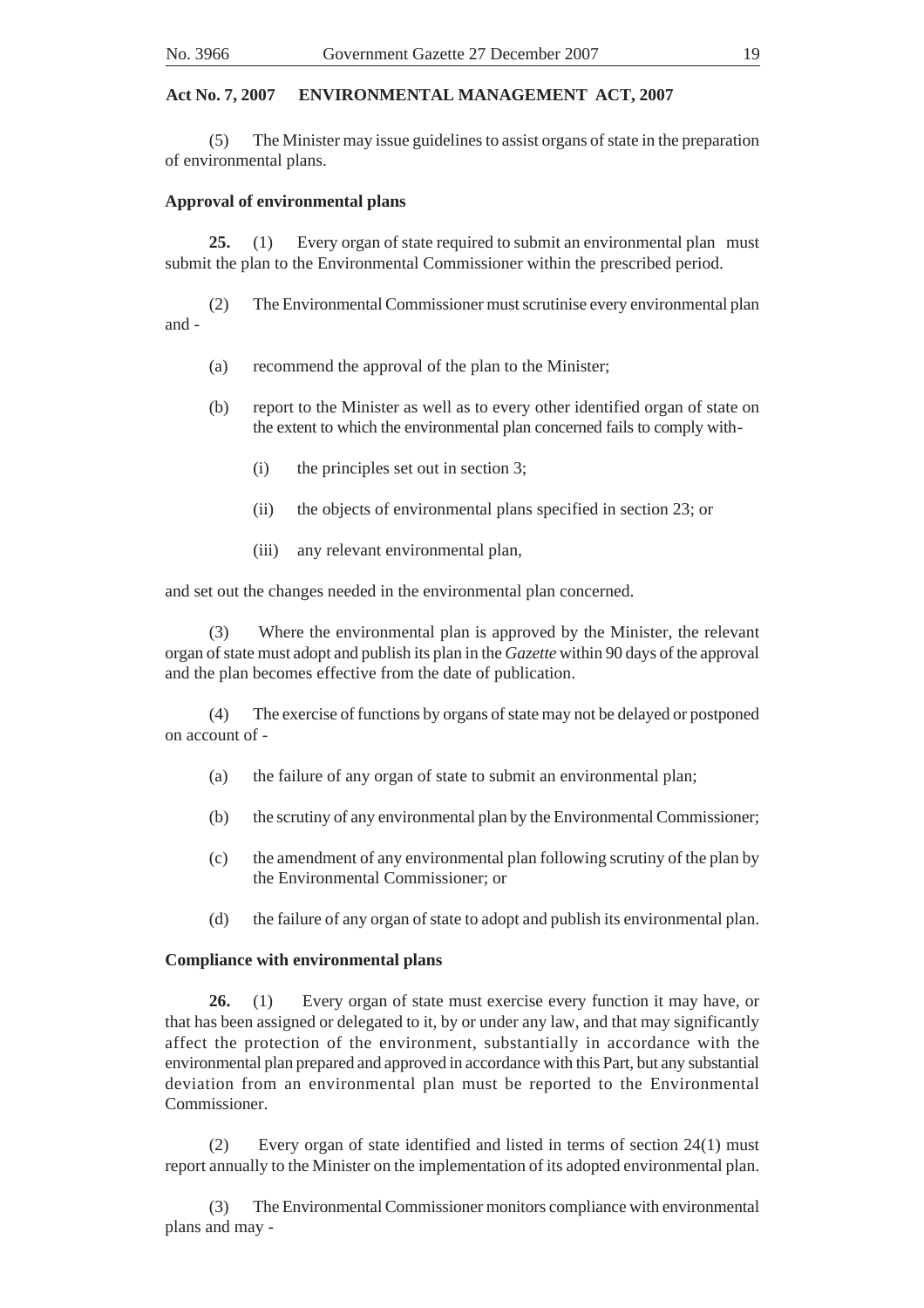(5) The Minister may issue guidelines to assist organs of state in the preparation of environmental plans.

**Approval of environmental plans**

**25.** (1) Every organ of state required to submit an environmental plan must submit the plan to the Environmental Commissioner within the prescribed period.

(2) The Environmental Commissioner must scrutinise every environmental plan and -

(a) recommend the approval of the plan to the Minister;

(b) report to the Minister as well as to every other identified organ of state on the extent to which the environmental plan concerned fails to comply with-

(i) the principles set out in section 3;

(ii) the objects of environmental plans specified in section 23; or

(iii) any relevant environmental plan,

and set out the changes needed in the environmental plan concerned.

(3) Where the environmental plan is approved by the Minister, the relevant organ of state must adopt and publish its plan in the *Gazette* within 90 days of the approval and the plan becomes effective from the date of publication.

(4) The exercise of functions by organs of state may not be delayed or postponed on account of -

(a) the failure of any organ of state to submit an environmental plan;

(b) the scrutiny of any environmental plan by the Environmental Commissioner;

(c) the amendment of any environmental plan following scrutiny of the plan by the Environmental Commissioner; or

(d) the failure of any organ of state to adopt and publish its environmental plan.

**Compliance with environmental plans**

**26.** (1) Every organ of state must exercise every function it may have, or that has been assigned or delegated to it, by or under any law, and that may significantly affect the protection of the environment, substantially in accordance with the environmental plan prepared and approved in accordance with this Part, but any substantial deviation from an environmental plan must be reported to the Environmental Commissioner.

(2) Every organ of state identified and listed in terms of section 24(1) must report annually to the Minister on the implementation of its adopted environmental plan.

(3) The Environmental Commissioner monitors compliance with environmental plans and may -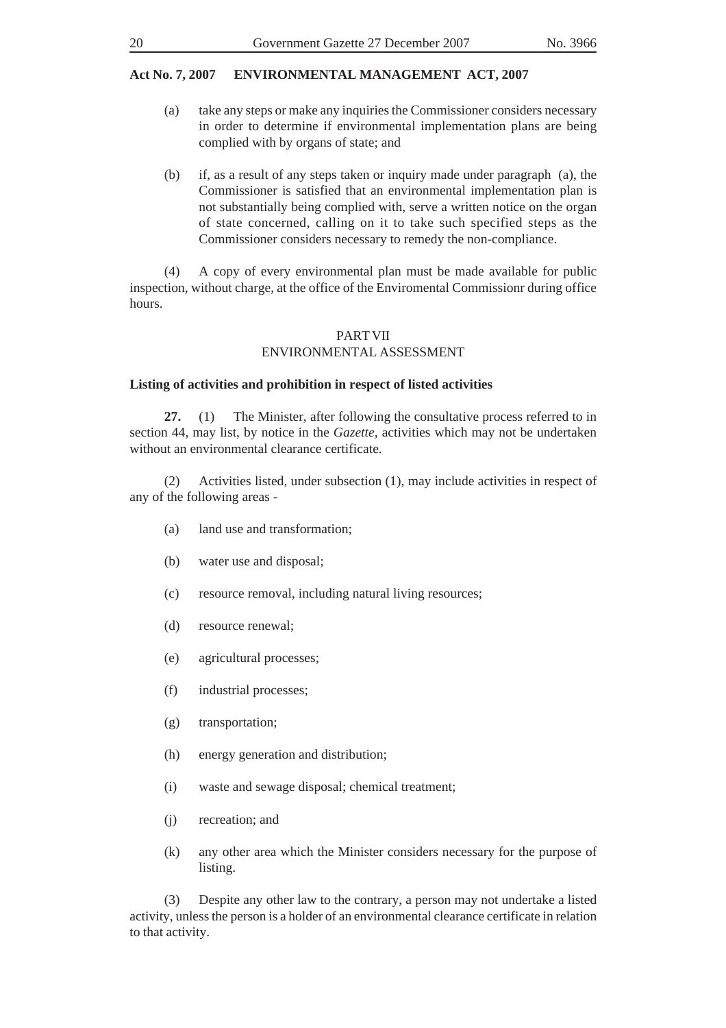(a) take any steps or make any inquiries the Commissioner considers necessary in order to determine if environmental implementation plans are being complied with by organs of state; and

(b) if, as a result of any steps taken or inquiry made under paragraph (a), the Commissioner is satisfied that an environmental implementation plan is not substantially being complied with, serve a written notice on the organ of state concerned, calling on it to take such specified steps as the Commissioner considers necessary to remedy the non-compliance.

(4) A copy of every environmental plan must be made available for public inspection, without charge, at the office of the Enviromental Commissionr during office hours.

## PART VII
## ENVIRONMENTAL ASSESSMENT

### Listing of activities and prohibition in respect of listed activities

**27.** (1) The Minister, after following the consultative process referred to in section 44, may list, by notice in the *Gazette*, activities which may not be undertaken without an environmental clearance certificate.

(2) Activities listed, under subsection (1), may include activities in respect of any of the following areas -

(a) land use and transformation;

(b) water use and disposal;

(c) resource removal, including natural living resources;

(d) resource renewal;

(e) agricultural processes;

(f) industrial processes;

(g) transportation;

(h) energy generation and distribution;

(i) waste and sewage disposal; chemical treatment;

(j) recreation; and

(k) any other area which the Minister considers necessary for the purpose of listing.

(3) Despite any other law to the contrary, a person may not undertake a listed activity, unless the person is a holder of an environmental clearance certificate in relation to that activity.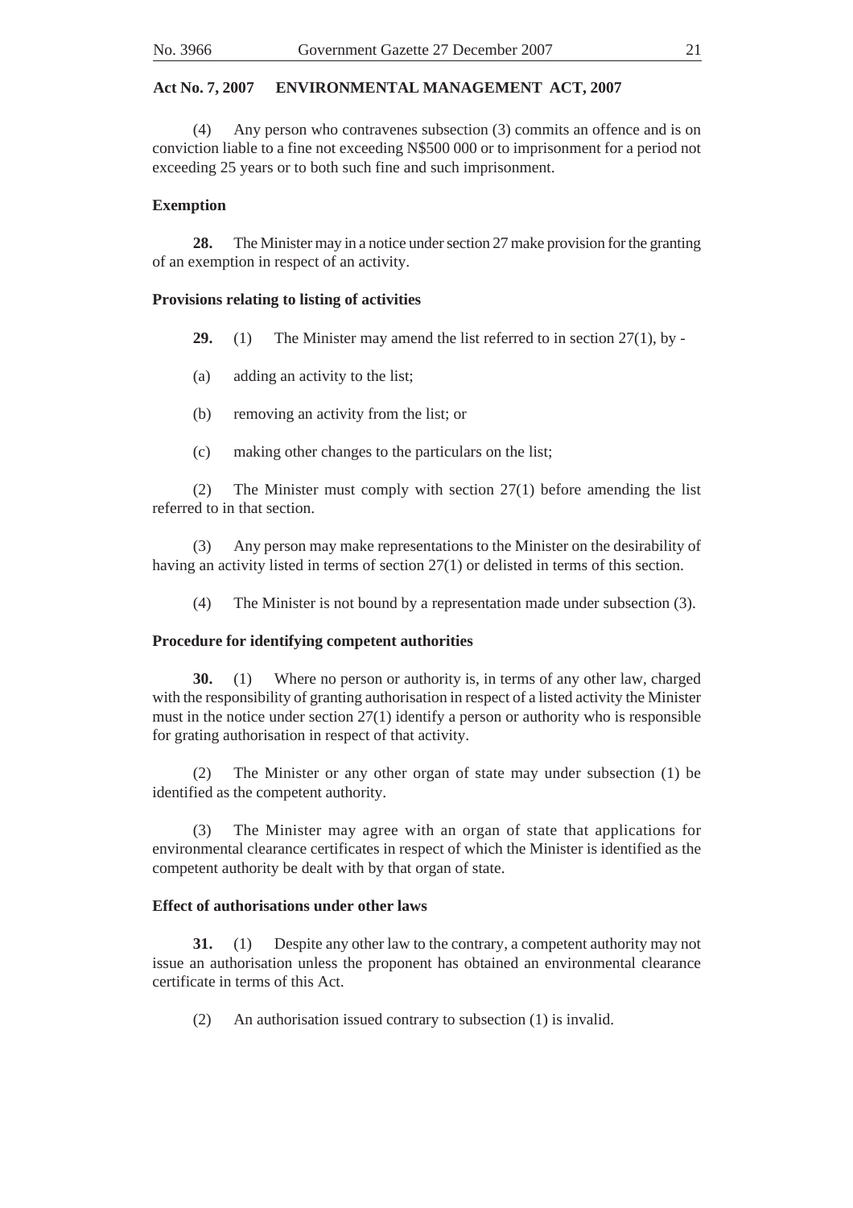(4) Any person who contravenes subsection (3) commits an offence and is on conviction liable to a fine not exceeding N$500 000 or to imprisonment for a period not exceeding 25 years or to both such fine and such imprisonment.

**Exemption**

**28.** The Minister may in a notice under section 27 make provision for the granting of an exemption in respect of an activity.

**Provisions relating to listing of activities**

**29.** (1) The Minister may amend the list referred to in section 27(1), by -

(a) adding an activity to the list;

(b) removing an activity from the list; or

(c) making other changes to the particulars on the list;

(2) The Minister must comply with section 27(1) before amending the list referred to in that section.

(3) Any person may make representations to the Minister on the desirability of having an activity listed in terms of section 27(1) or delisted in terms of this section.

(4) The Minister is not bound by a representation made under subsection (3).

**Procedure for identifying competent authorities**

**30.** (1) Where no person or authority is, in terms of any other law, charged with the responsibility of granting authorisation in respect of a listed activity the Minister must in the notice under section 27(1) identify a person or authority who is responsible for grating authorisation in respect of that activity.

(2) The Minister or any other organ of state may under subsection (1) be identified as the competent authority.

(3) The Minister may agree with an organ of state that applications for environmental clearance certificates in respect of which the Minister is identified as the competent authority be dealt with by that organ of state.

**Effect of authorisations under other laws**

**31.** (1) Despite any other law to the contrary, a competent authority may not issue an authorisation unless the proponent has obtained an environmental clearance certificate in terms of this Act.

(2) An authorisation issued contrary to subsection (1) is invalid.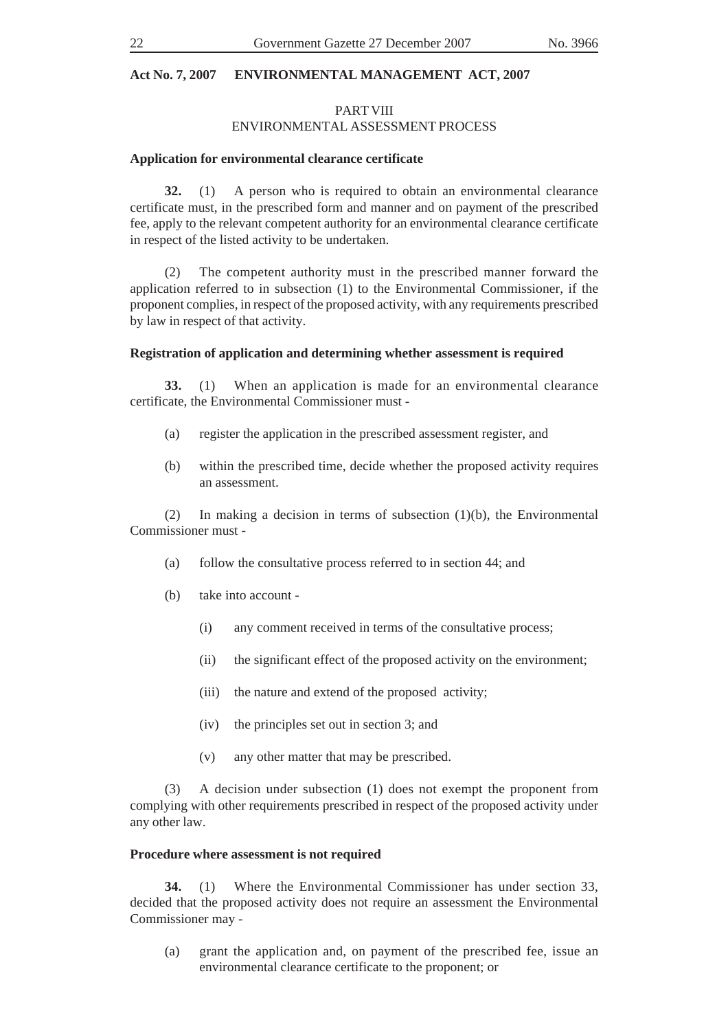## PART VIII
## ENVIRONMENTAL ASSESSMENT PROCESS

**Application for environmental clearance certificate**

**32.** (1) A person who is required to obtain an environmental clearance certificate must, in the prescribed form and manner and on payment of the prescribed fee, apply to the relevant competent authority for an environmental clearance certificate in respect of the listed activity to be undertaken.

(2) The competent authority must in the prescribed manner forward the application referred to in subsection (1) to the Environmental Commissioner, if the proponent complies, in respect of the proposed activity, with any requirements prescribed by law in respect of that activity.

**Registration of application and determining whether assessment is required**

**33.** (1) When an application is made for an environmental clearance certificate, the Environmental Commissioner must -

(a) register the application in the prescribed assessment register, and

(b) within the prescribed time, decide whether the proposed activity requires an assessment.

(2) In making a decision in terms of subsection (1)(b), the Environmental Commissioner must -

(a) follow the consultative process referred to in section 44; and

(b) take into account -

(i) any comment received in terms of the consultative process;

(ii) the significant effect of the proposed activity on the environment;

(iii) the nature and extend of the proposed activity;

(iv) the principles set out in section 3; and

(v) any other matter that may be prescribed.

(3) A decision under subsection (1) does not exempt the proponent from complying with other requirements prescribed in respect of the proposed activity under any other law.

**Procedure where assessment is not required**

**34.** (1) Where the Environmental Commissioner has under section 33, decided that the proposed activity does not require an assessment the Environmental Commissioner may -

(a) grant the application and, on payment of the prescribed fee, issue an environmental clearance certificate to the proponent; or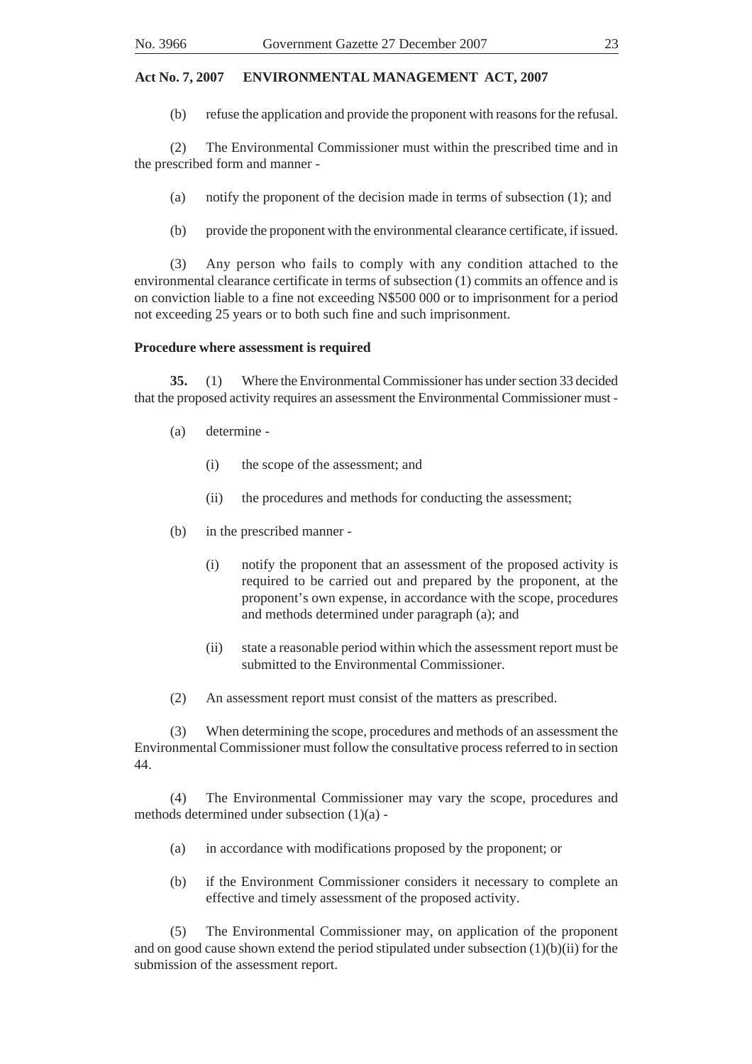(b) refuse the application and provide the proponent with reasons for the refusal.

(2) The Environmental Commissioner must within the prescribed time and in the prescribed form and manner -

(a) notify the proponent of the decision made in terms of subsection (1); and

(b) provide the proponent with the environmental clearance certificate, if issued.

(3) Any person who fails to comply with any condition attached to the environmental clearance certificate in terms of subsection (1) commits an offence and is on conviction liable to a fine not exceeding N$500 000 or to imprisonment for a period not exceeding 25 years or to both such fine and such imprisonment.

**Procedure where assessment is required**

**35.** (1) Where the Environmental Commissioner has under section 33 decided that the proposed activity requires an assessment the Environmental Commissioner must -

(a) determine -

(i) the scope of the assessment; and

(ii) the procedures and methods for conducting the assessment;

(b) in the prescribed manner -

(i) notify the proponent that an assessment of the proposed activity is required to be carried out and prepared by the proponent, at the proponent's own expense, in accordance with the scope, procedures and methods determined under paragraph (a); and

(ii) state a reasonable period within which the assessment report must be submitted to the Environmental Commissioner.

(2) An assessment report must consist of the matters as prescribed.

(3) When determining the scope, procedures and methods of an assessment the Environmental Commissioner must follow the consultative process referred to in section 44.

(4) The Environmental Commissioner may vary the scope, procedures and methods determined under subsection (1)(a) -

(a) in accordance with modifications proposed by the proponent; or

(b) if the Environment Commissioner considers it necessary to complete an effective and timely assessment of the proposed activity.

(5) The Environmental Commissioner may, on application of the proponent and on good cause shown extend the period stipulated under subsection (1)(b)(ii) for the submission of the assessment report.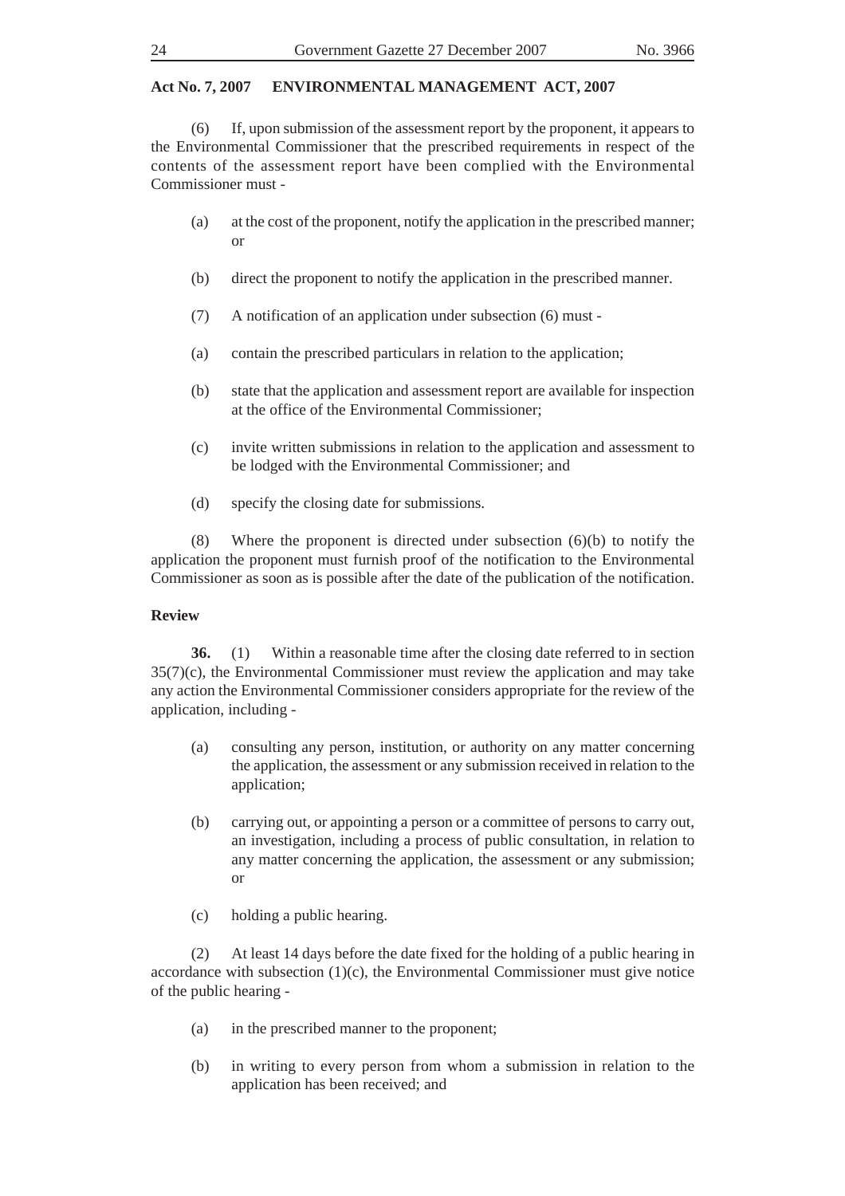(6) If, upon submission of the assessment report by the proponent, it appears to the Environmental Commissioner that the prescribed requirements in respect of the contents of the assessment report have been complied with the Environmental Commissioner must -

(a) at the cost of the proponent, notify the application in the prescribed manner; or

(b) direct the proponent to notify the application in the prescribed manner.

(7) A notification of an application under subsection (6) must -

(a) contain the prescribed particulars in relation to the application;

(b) state that the application and assessment report are available for inspection at the office of the Environmental Commissioner;

(c) invite written submissions in relation to the application and assessment to be lodged with the Environmental Commissioner; and

(d) specify the closing date for submissions.

(8) Where the proponent is directed under subsection (6)(b) to notify the application the proponent must furnish proof of the notification to the Environmental Commissioner as soon as is possible after the date of the publication of the notification.

**Review**

**36.** (1) Within a reasonable time after the closing date referred to in section 35(7)(c), the Environmental Commissioner must review the application and may take any action the Environmental Commissioner considers appropriate for the review of the application, including -

(a) consulting any person, institution, or authority on any matter concerning the application, the assessment or any submission received in relation to the application;

(b) carrying out, or appointing a person or a committee of persons to carry out, an investigation, including a process of public consultation, in relation to any matter concerning the application, the assessment or any submission; or

(c) holding a public hearing.

(2) At least 14 days before the date fixed for the holding of a public hearing in accordance with subsection (1)(c), the Environmental Commissioner must give notice of the public hearing -

(a) in the prescribed manner to the proponent;

(b) in writing to every person from whom a submission in relation to the application has been received; and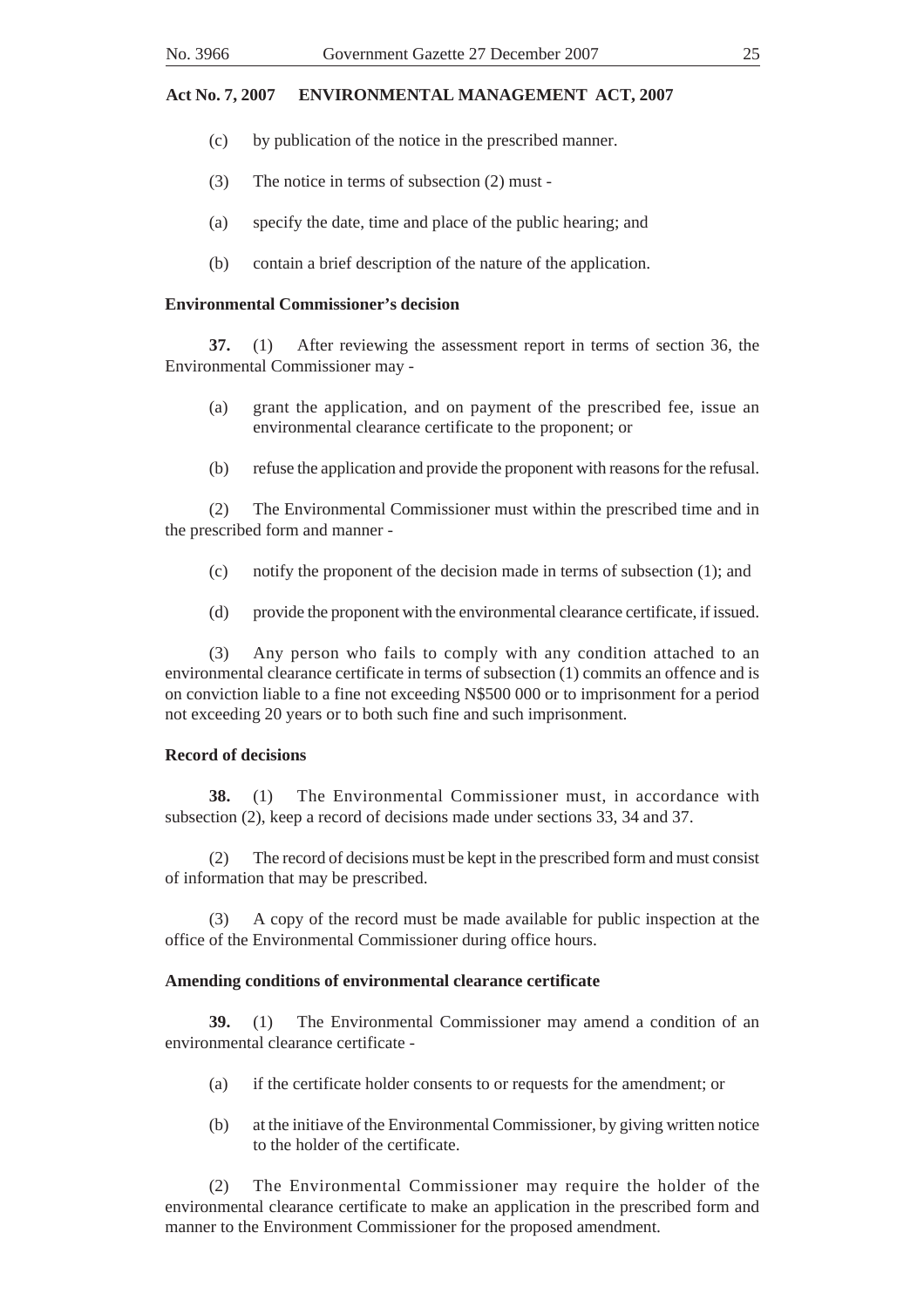(c) by publication of the notice in the prescribed manner.

(3) The notice in terms of subsection (2) must -

(a) specify the date, time and place of the public hearing; and

(b) contain a brief description of the nature of the application.

**Environmental Commissioner's decision**

**37.** (1) After reviewing the assessment report in terms of section 36, the Environmental Commissioner may -

(a) grant the application, and on payment of the prescribed fee, issue an environmental clearance certificate to the proponent; or

(b) refuse the application and provide the proponent with reasons for the refusal.

(2) The Environmental Commissioner must within the prescribed time and in the prescribed form and manner -

(c) notify the proponent of the decision made in terms of subsection (1); and

(d) provide the proponent with the environmental clearance certificate, if issued.

(3) Any person who fails to comply with any condition attached to an environmental clearance certificate in terms of subsection (1) commits an offence and is on conviction liable to a fine not exceeding N$500 000 or to imprisonment for a period not exceeding 20 years or to both such fine and such imprisonment.

**Record of decisions**

**38.** (1) The Environmental Commissioner must, in accordance with subsection (2), keep a record of decisions made under sections 33, 34 and 37.

(2) The record of decisions must be kept in the prescribed form and must consist of information that may be prescribed.

(3) A copy of the record must be made available for public inspection at the office of the Environmental Commissioner during office hours.

**Amending conditions of environmental clearance certificate**

**39.** (1) The Environmental Commissioner may amend a condition of an environmental clearance certificate -

(a) if the certificate holder consents to or requests for the amendment; or

(b) at the initiave of the Environmental Commissioner, by giving written notice to the holder of the certificate.

(2) The Environmental Commissioner may require the holder of the environmental clearance certificate to make an application in the prescribed form and manner to the Environment Commissioner for the proposed amendment.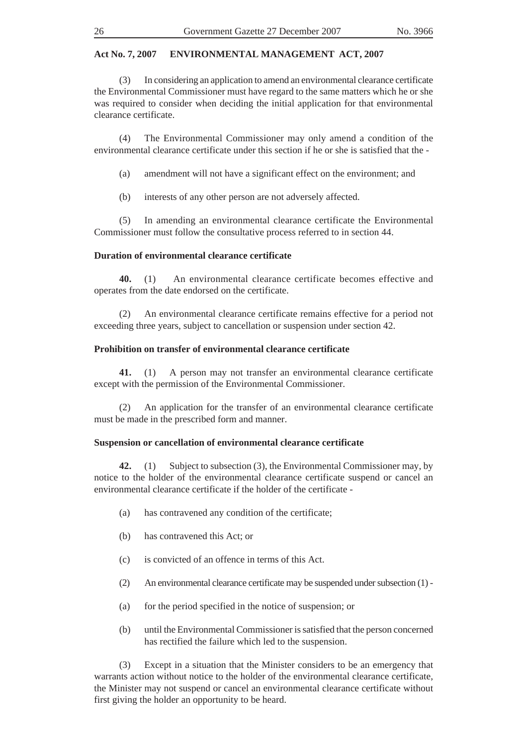(3) In considering an application to amend an environmental clearance certificate the Environmental Commissioner must have regard to the same matters which he or she was required to consider when deciding the initial application for that environmental clearance certificate.

(4) The Environmental Commissioner may only amend a condition of the environmental clearance certificate under this section if he or she is satisfied that the -

(a) amendment will not have a significant effect on the environment; and

(b) interests of any other person are not adversely affected.

(5) In amending an environmental clearance certificate the Environmental Commissioner must follow the consultative process referred to in section 44.

**Duration of environmental clearance certificate**

**40.** (1) An environmental clearance certificate becomes effective and operates from the date endorsed on the certificate.

(2) An environmental clearance certificate remains effective for a period not exceeding three years, subject to cancellation or suspension under section 42.

**Prohibition on transfer of environmental clearance certificate**

**41.** (1) A person may not transfer an environmental clearance certificate except with the permission of the Environmental Commissioner.

(2) An application for the transfer of an environmental clearance certificate must be made in the prescribed form and manner.

**Suspension or cancellation of environmental clearance certificate**

**42.** (1) Subject to subsection (3), the Environmental Commissioner may, by notice to the holder of the environmental clearance certificate suspend or cancel an environmental clearance certificate if the holder of the certificate -

(a) has contravened any condition of the certificate;

(b) has contravened this Act; or

(c) is convicted of an offence in terms of this Act.

(2) An environmental clearance certificate may be suspended under subsection (1) -

(a) for the period specified in the notice of suspension; or

(b) until the Environmental Commissioner is satisfied that the person concerned has rectified the failure which led to the suspension.

(3) Except in a situation that the Minister considers to be an emergency that warrants action without notice to the holder of the environmental clearance certificate, the Minister may not suspend or cancel an environmental clearance certificate without first giving the holder an opportunity to be heard.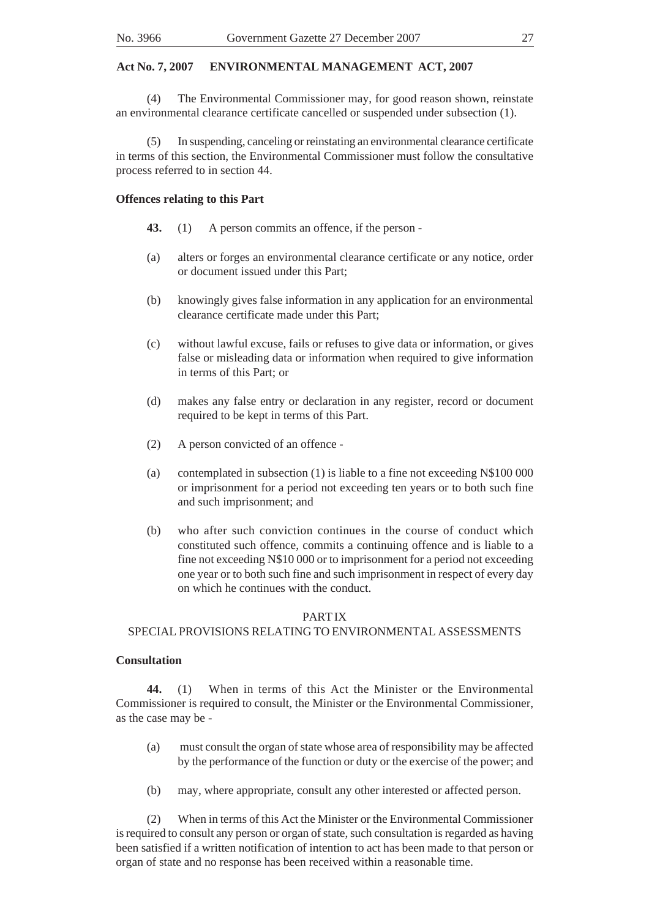(4) The Environmental Commissioner may, for good reason shown, reinstate an environmental clearance certificate cancelled or suspended under subsection (1).

(5) In suspending, canceling or reinstating an environmental clearance certificate in terms of this section, the Environmental Commissioner must follow the consultative process referred to in section 44.

**Offences relating to this Part**

**43.** (1) A person commits an offence, if the person -

(a) alters or forges an environmental clearance certificate or any notice, order or document issued under this Part;

(b) knowingly gives false information in any application for an environmental clearance certificate made under this Part;

(c) without lawful excuse, fails or refuses to give data or information, or gives false or misleading data or information when required to give information in terms of this Part; or

(d) makes any false entry or declaration in any register, record or document required to be kept in terms of this Part.

(2) A person convicted of an offence -

(a) contemplated in subsection (1) is liable to a fine not exceeding N$100 000 or imprisonment for a period not exceeding ten years or to both such fine and such imprisonment; and

(b) who after such conviction continues in the course of conduct which constituted such offence, commits a continuing offence and is liable to a fine not exceeding N$10 000 or to imprisonment for a period not exceeding one year or to both such fine and such imprisonment in respect of every day on which he continues with the conduct.

## PART IX
## SPECIAL PROVISIONS RELATING TO ENVIRONMENTAL ASSESSMENTS

**Consultation**

**44.** (1) When in terms of this Act the Minister or the Environmental Commissioner is required to consult, the Minister or the Environmental Commissioner, as the case may be -

(a) must consult the organ of state whose area of responsibility may be affected by the performance of the function or duty or the exercise of the power; and

(b) may, where appropriate, consult any other interested or affected person.

(2) When in terms of this Act the Minister or the Environmental Commissioner is required to consult any person or organ of state, such consultation is regarded as having been satisfied if a written notification of intention to act has been made to that person or organ of state and no response has been received within a reasonable time.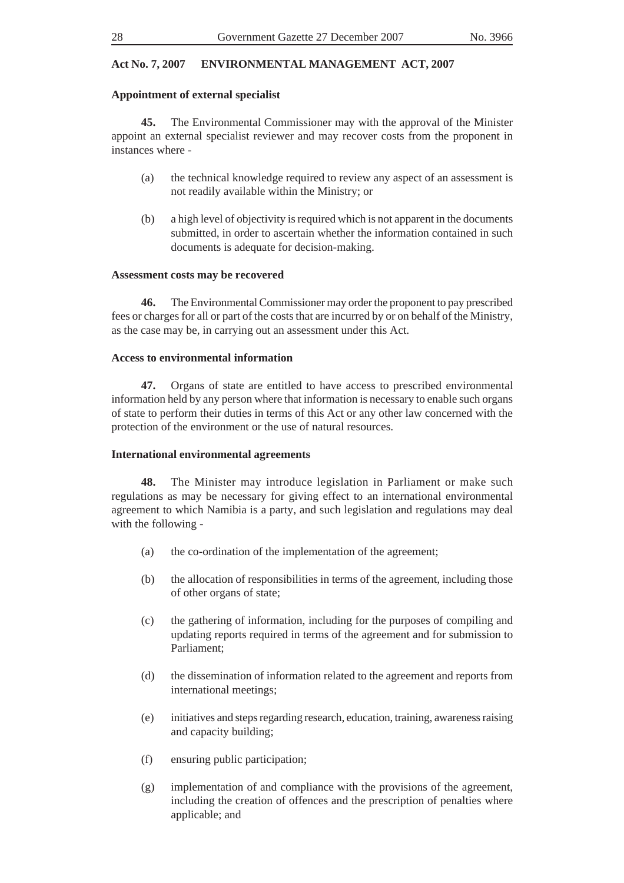**Act No. 7, 2007 ENVIRONMENTAL MANAGEMENT ACT, 2007**

**Appointment of external specialist**

**45.** The Environmental Commissioner may with the approval of the Minister appoint an external specialist reviewer and may recover costs from the proponent in instances where -

(a) the technical knowledge required to review any aspect of an assessment is not readily available within the Ministry; or

(b) a high level of objectivity is required which is not apparent in the documents submitted, in order to ascertain whether the information contained in such documents is adequate for decision-making.

**Assessment costs may be recovered**

**46.** The Environmental Commissioner may order the proponent to pay prescribed fees or charges for all or part of the costs that are incurred by or on behalf of the Ministry, as the case may be, in carrying out an assessment under this Act.

**Access to environmental information**

**47.** Organs of state are entitled to have access to prescribed environmental information held by any person where that information is necessary to enable such organs of state to perform their duties in terms of this Act or any other law concerned with the protection of the environment or the use of natural resources.

**International environmental agreements**

**48.** The Minister may introduce legislation in Parliament or make such regulations as may be necessary for giving effect to an international environmental agreement to which Namibia is a party, and such legislation and regulations may deal with the following -

(a) the co-ordination of the implementation of the agreement;

(b) the allocation of responsibilities in terms of the agreement, including those of other organs of state;

(c) the gathering of information, including for the purposes of compiling and updating reports required in terms of the agreement and for submission to Parliament;

(d) the dissemination of information related to the agreement and reports from international meetings;

(e) initiatives and steps regarding research, education, training, awareness raising and capacity building;

(f) ensuring public participation;

(g) implementation of and compliance with the provisions of the agreement, including the creation of offences and the prescription of penalties where applicable; and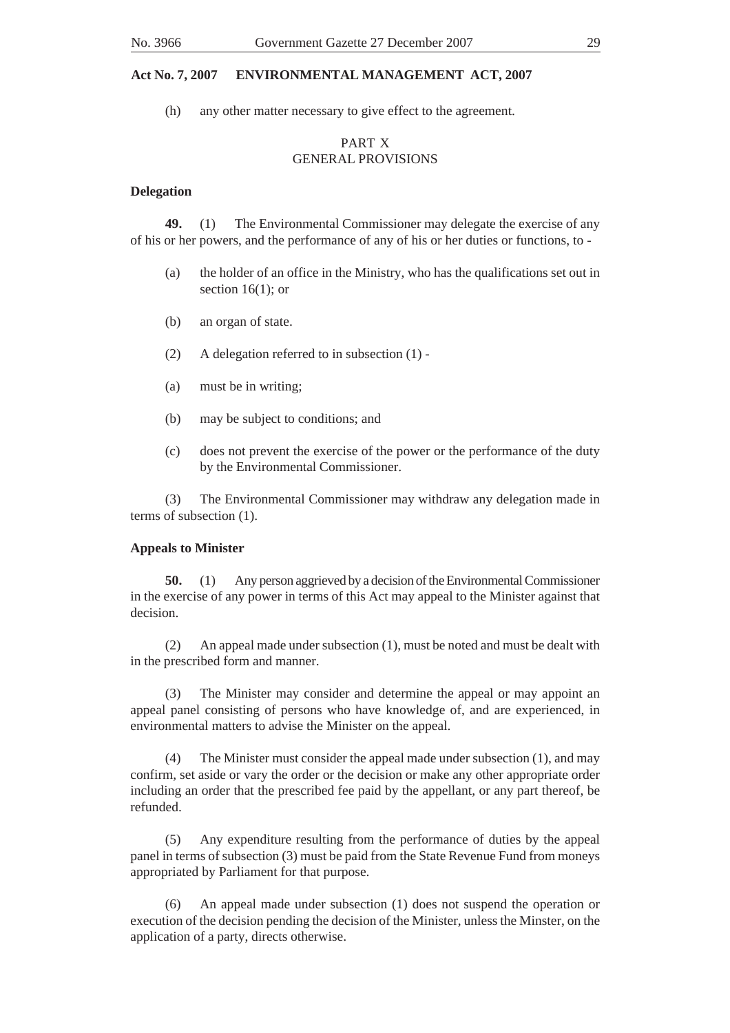(h) any other matter necessary to give effect to the agreement.

## PART X
## GENERAL PROVISIONS

### Delegation

**49.** (1) The Environmental Commissioner may delegate the exercise of any of his or her powers, and the performance of any of his or her duties or functions, to -

(a) the holder of an office in the Ministry, who has the qualifications set out in section 16(1); or

(b) an organ of state.

(2) A delegation referred to in subsection (1) -

(a) must be in writing;

(b) may be subject to conditions; and

(c) does not prevent the exercise of the power or the performance of the duty by the Environmental Commissioner.

(3) The Environmental Commissioner may withdraw any delegation made in terms of subsection (1).

### Appeals to Minister

**50.** (1) Any person aggrieved by a decision of the Environmental Commissioner in the exercise of any power in terms of this Act may appeal to the Minister against that decision.

(2) An appeal made under subsection (1), must be noted and must be dealt with in the prescribed form and manner.

(3) The Minister may consider and determine the appeal or may appoint an appeal panel consisting of persons who have knowledge of, and are experienced, in environmental matters to advise the Minister on the appeal.

(4) The Minister must consider the appeal made under subsection (1), and may confirm, set aside or vary the order or the decision or make any other appropriate order including an order that the prescribed fee paid by the appellant, or any part thereof, be refunded.

(5) Any expenditure resulting from the performance of duties by the appeal panel in terms of subsection (3) must be paid from the State Revenue Fund from moneys appropriated by Parliament for that purpose.

(6) An appeal made under subsection (1) does not suspend the operation or execution of the decision pending the decision of the Minister, unless the Minster, on the application of a party, directs otherwise.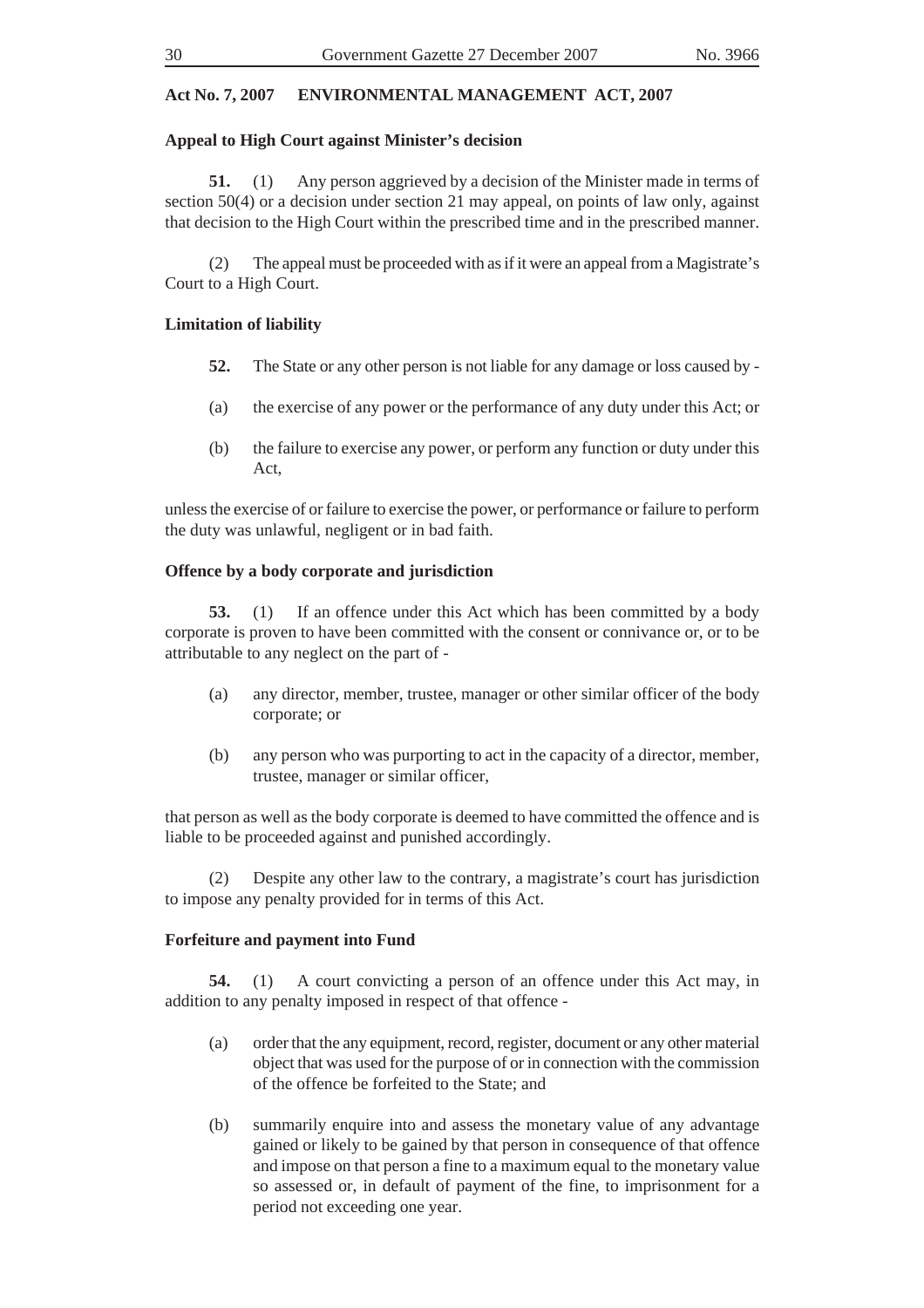**Act No. 7, 2007 ENVIRONMENTAL MANAGEMENT ACT, 2007**

**Appeal to High Court against Minister's decision**

**51.** (1) Any person aggrieved by a decision of the Minister made in terms of section 50(4) or a decision under section 21 may appeal, on points of law only, against that decision to the High Court within the prescribed time and in the prescribed manner.

(2) The appeal must be proceeded with as if it were an appeal from a Magistrate's Court to a High Court.

**Limitation of liability**

**52.** The State or any other person is not liable for any damage or loss caused by -

(a) the exercise of any power or the performance of any duty under this Act; or

(b) the failure to exercise any power, or perform any function or duty under this Act,

unless the exercise of or failure to exercise the power, or performance or failure to perform the duty was unlawful, negligent or in bad faith.

**Offence by a body corporate and jurisdiction**

**53.** (1) If an offence under this Act which has been committed by a body corporate is proven to have been committed with the consent or connivance or, or to be attributable to any neglect on the part of -

(a) any director, member, trustee, manager or other similar officer of the body corporate; or

(b) any person who was purporting to act in the capacity of a director, member, trustee, manager or similar officer,

that person as well as the body corporate is deemed to have committed the offence and is liable to be proceeded against and punished accordingly.

(2) Despite any other law to the contrary, a magistrate's court has jurisdiction to impose any penalty provided for in terms of this Act.

**Forfeiture and payment into Fund**

**54.** (1) A court convicting a person of an offence under this Act may, in addition to any penalty imposed in respect of that offence -

(a) order that the any equipment, record, register, document or any other material object that was used for the purpose of or in connection with the commission of the offence be forfeited to the State; and

(b) summarily enquire into and assess the monetary value of any advantage gained or likely to be gained by that person in consequence of that offence and impose on that person a fine to a maximum equal to the monetary value so assessed or, in default of payment of the fine, to imprisonment for a period not exceeding one year.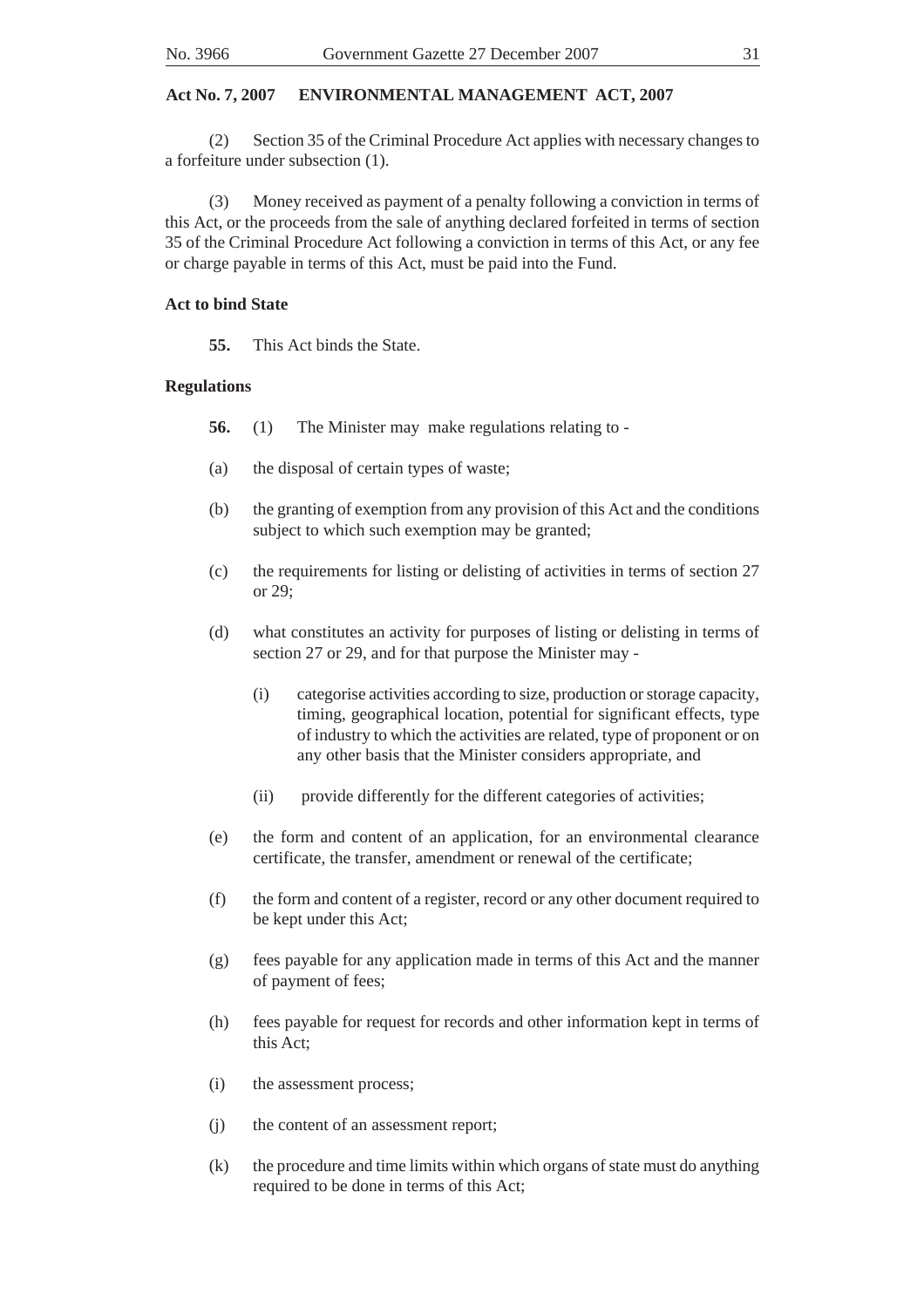(2) Section 35 of the Criminal Procedure Act applies with necessary changes to a forfeiture under subsection (1).

(3) Money received as payment of a penalty following a conviction in terms of this Act, or the proceeds from the sale of anything declared forfeited in terms of section 35 of the Criminal Procedure Act following a conviction in terms of this Act, or any fee or charge payable in terms of this Act, must be paid into the Fund.

**Act to bind State**

**55.** This Act binds the State.

**Regulations**

**56.** (1) The Minister may make regulations relating to -

(a) the disposal of certain types of waste;

(b) the granting of exemption from any provision of this Act and the conditions subject to which such exemption may be granted;

(c) the requirements for listing or delisting of activities in terms of section 27 or 29;

(d) what constitutes an activity for purposes of listing or delisting in terms of section 27 or 29, and for that purpose the Minister may -

(i) categorise activities according to size, production or storage capacity, timing, geographical location, potential for significant effects, type of industry to which the activities are related, type of proponent or on any other basis that the Minister considers appropriate, and

(ii) provide differently for the different categories of activities;

(e) the form and content of an application, for an environmental clearance certificate, the transfer, amendment or renewal of the certificate;

(f) the form and content of a register, record or any other document required to be kept under this Act;

(g) fees payable for any application made in terms of this Act and the manner of payment of fees;

(h) fees payable for request for records and other information kept in terms of this Act;

(i) the assessment process;

(j) the content of an assessment report;

(k) the procedure and time limits within which organs of state must do anything required to be done in terms of this Act;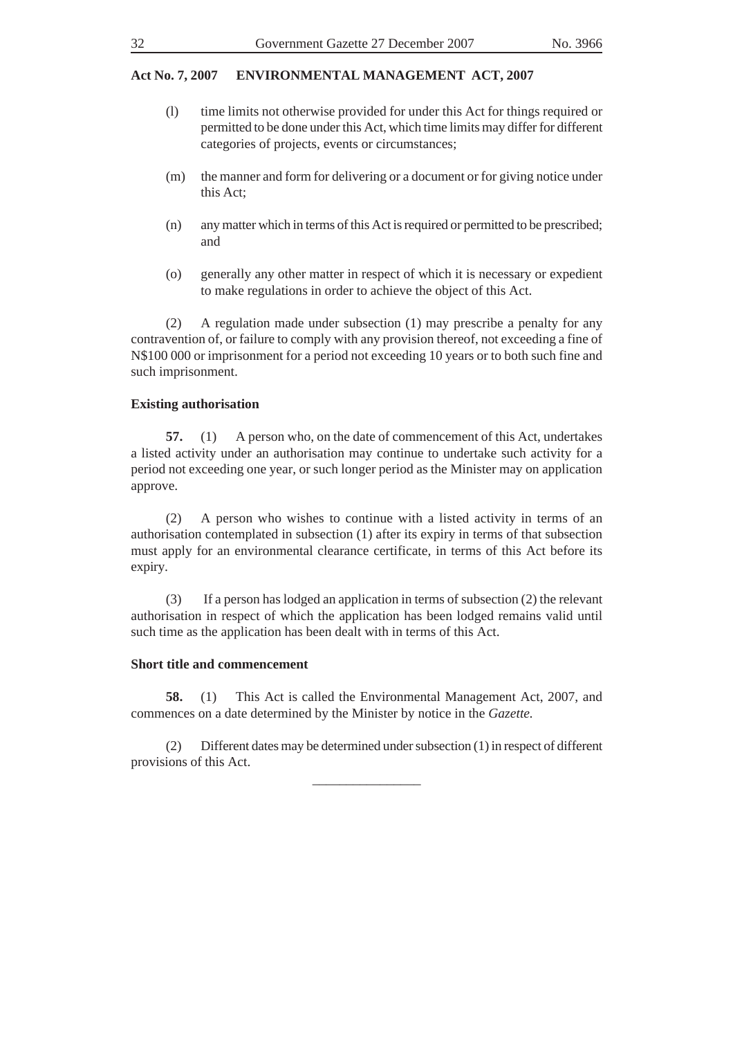(l) time limits not otherwise provided for under this Act for things required or permitted to be done under this Act, which time limits may differ for different categories of projects, events or circumstances;

(m) the manner and form for delivering or a document or for giving notice under this Act;

(n) any matter which in terms of this Act is required or permitted to be prescribed; and

(o) generally any other matter in respect of which it is necessary or expedient to make regulations in order to achieve the object of this Act.

(2) A regulation made under subsection (1) may prescribe a penalty for any contravention of, or failure to comply with any provision thereof, not exceeding a fine of N$100 000 or imprisonment for a period not exceeding 10 years or to both such fine and such imprisonment.

**Existing authorisation**

**57.** (1) A person who, on the date of commencement of this Act, undertakes a listed activity under an authorisation may continue to undertake such activity for a period not exceeding one year, or such longer period as the Minister may on application approve.

(2) A person who wishes to continue with a listed activity in terms of an authorisation contemplated in subsection (1) after its expiry in terms of that subsection must apply for an environmental clearance certificate, in terms of this Act before its expiry.

(3) If a person has lodged an application in terms of subsection (2) the relevant authorisation in respect of which the application has been lodged remains valid until such time as the application has been dealt with in terms of this Act.

**Short title and commencement**

**58.** (1) This Act is called the Environmental Management Act, 2007, and commences on a date determined by the Minister by notice in the *Gazette.*

(2) Different dates may be determined under subsection (1) in respect of different provisions of this Act.

________________